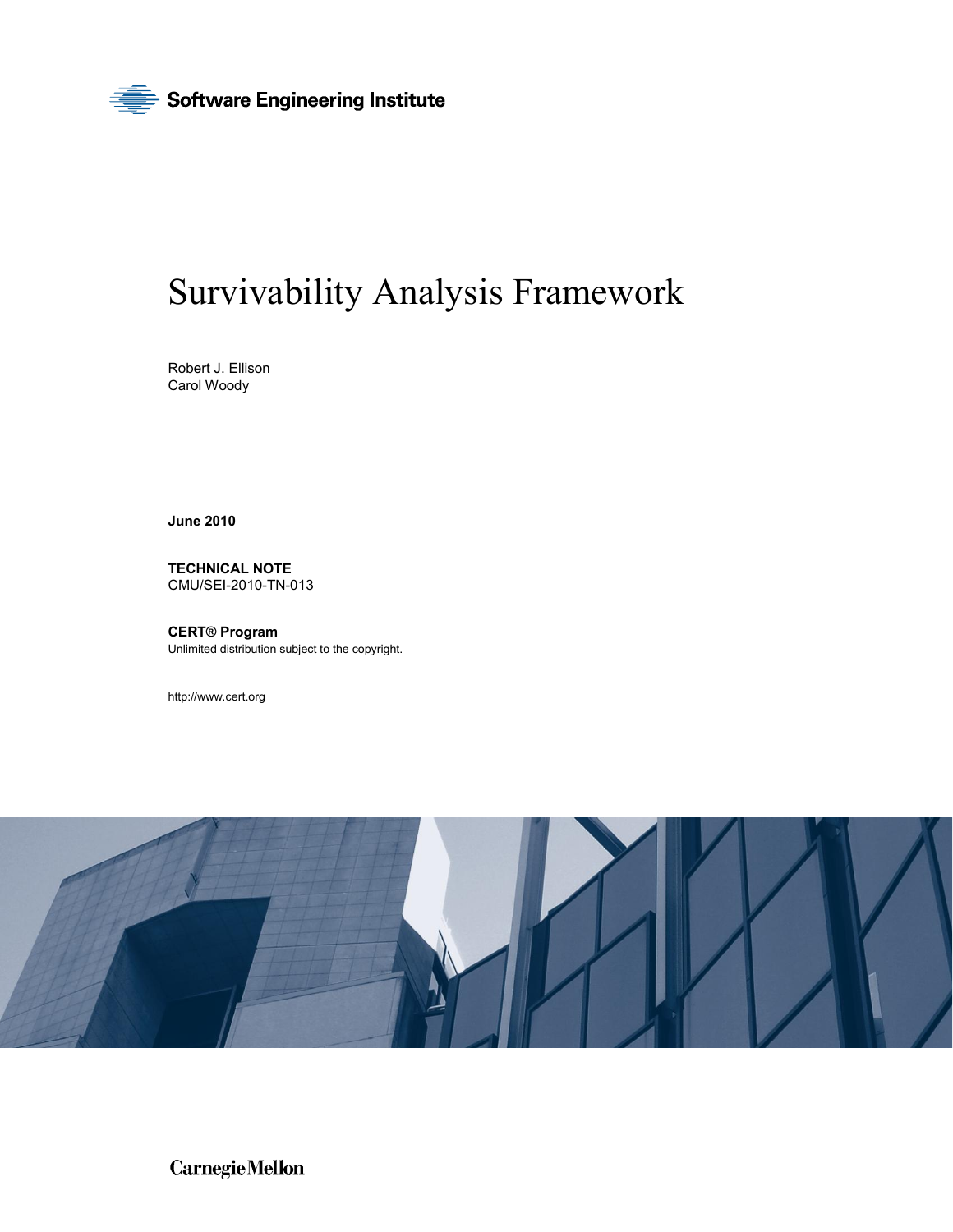Software Engineering Institute

# Survivability Analysis Framework

Robert J. Ellison
Carol Woody

**June 2010**

**TECHNICAL NOTE**
CMU/SEI-2010-TN-013

**CERT® Program**
Unlimited distribution subject to the copyright.

http://www.cert.org

Carnegie Mellon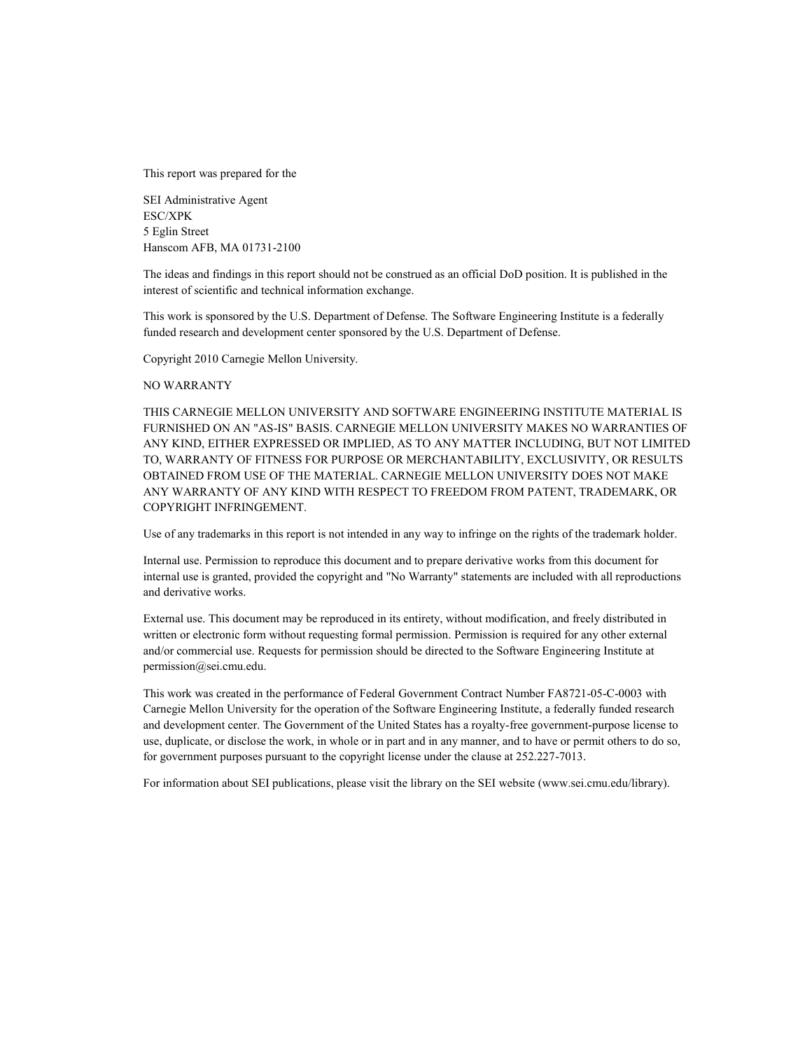This report was prepared for the

SEI Administrative Agent
ESC/XPK
5 Eglin Street
Hanscom AFB, MA 01731-2100

The ideas and findings in this report should not be construed as an official DoD position. It is published in the interest of scientific and technical information exchange.

This work is sponsored by the U.S. Department of Defense. The Software Engineering Institute is a federally funded research and development center sponsored by the U.S. Department of Defense.

Copyright 2010 Carnegie Mellon University.

NO WARRANTY

THIS CARNEGIE MELLON UNIVERSITY AND SOFTWARE ENGINEERING INSTITUTE MATERIAL IS FURNISHED ON AN "AS-IS" BASIS. CARNEGIE MELLON UNIVERSITY MAKES NO WARRANTIES OF ANY KIND, EITHER EXPRESSED OR IMPLIED, AS TO ANY MATTER INCLUDING, BUT NOT LIMITED TO, WARRANTY OF FITNESS FOR PURPOSE OR MERCHANTABILITY, EXCLUSIVITY, OR RESULTS OBTAINED FROM USE OF THE MATERIAL. CARNEGIE MELLON UNIVERSITY DOES NOT MAKE ANY WARRANTY OF ANY KIND WITH RESPECT TO FREEDOM FROM PATENT, TRADEMARK, OR COPYRIGHT INFRINGEMENT.

Use of any trademarks in this report is not intended in any way to infringe on the rights of the trademark holder.

Internal use. Permission to reproduce this document and to prepare derivative works from this document for internal use is granted, provided the copyright and "No Warranty" statements are included with all reproductions and derivative works.

External use. This document may be reproduced in its entirety, without modification, and freely distributed in written or electronic form without requesting formal permission. Permission is required for any other external and/or commercial use. Requests for permission should be directed to the Software Engineering Institute at permission@sei.cmu.edu.

This work was created in the performance of Federal Government Contract Number FA8721-05-C-0003 with Carnegie Mellon University for the operation of the Software Engineering Institute, a federally funded research and development center. The Government of the United States has a royalty-free government-purpose license to use, duplicate, or disclose the work, in whole or in part and in any manner, and to have or permit others to do so, for government purposes pursuant to the copyright license under the clause at 252.227-7013.

For information about SEI publications, please visit the library on the SEI website (www.sei.cmu.edu/library).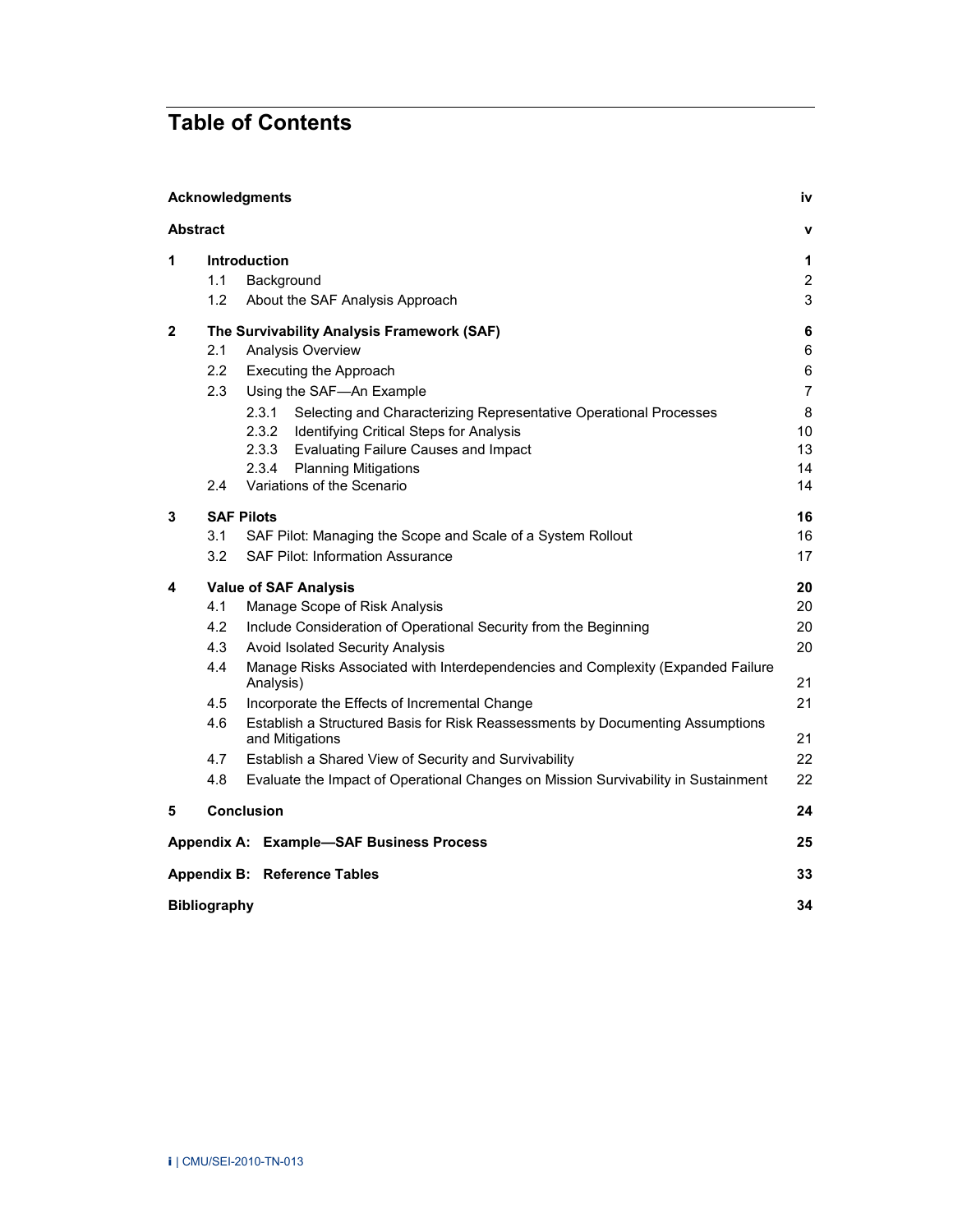# Table of Contents

| | | |
|---|---|---|
| **Acknowledgments** | | **iv** |
| **Abstract** | | **v** |
| **1** | **Introduction** | **1** |
| | 1.1 Background | 2 |
| | 1.2 About the SAF Analysis Approach | 3 |
| **2** | **The Survivability Analysis Framework (SAF)** | **6** |
| | 2.1 Analysis Overview | 6 |
| | 2.2 Executing the Approach | 6 |
| | 2.3 Using the SAF—An Example | 7 |
| | 2.3.1 Selecting and Characterizing Representative Operational Processes | 8 |
| | 2.3.2 Identifying Critical Steps for Analysis | 10 |
| | 2.3.3 Evaluating Failure Causes and Impact | 13 |
| | 2.3.4 Planning Mitigations | 14 |
| | 2.4 Variations of the Scenario | 14 |
| **3** | **SAF Pilots** | **16** |
| | 3.1 SAF Pilot: Managing the Scope and Scale of a System Rollout | 16 |
| | 3.2 SAF Pilot: Information Assurance | 17 |
| **4** | **Value of SAF Analysis** | **20** |
| | 4.1 Manage Scope of Risk Analysis | 20 |
| | 4.2 Include Consideration of Operational Security from the Beginning | 20 |
| | 4.3 Avoid Isolated Security Analysis | 20 |
| | 4.4 Manage Risks Associated with Interdependencies and Complexity (Expanded Failure Analysis) | 21 |
| | 4.5 Incorporate the Effects of Incremental Change | 21 |
| | 4.6 Establish a Structured Basis for Risk Reassessments by Documenting Assumptions and Mitigations | 21 |
| | 4.7 Establish a Shared View of Security and Survivability | 22 |
| | 4.8 Evaluate the Impact of Operational Changes on Mission Survivability in Sustainment | 22 |
| **5** | **Conclusion** | **24** |
| **Appendix A:** | **Example—SAF Business Process** | **25** |
| **Appendix B:** | **Reference Tables** | **33** |
| **Bibliography** | | **34** |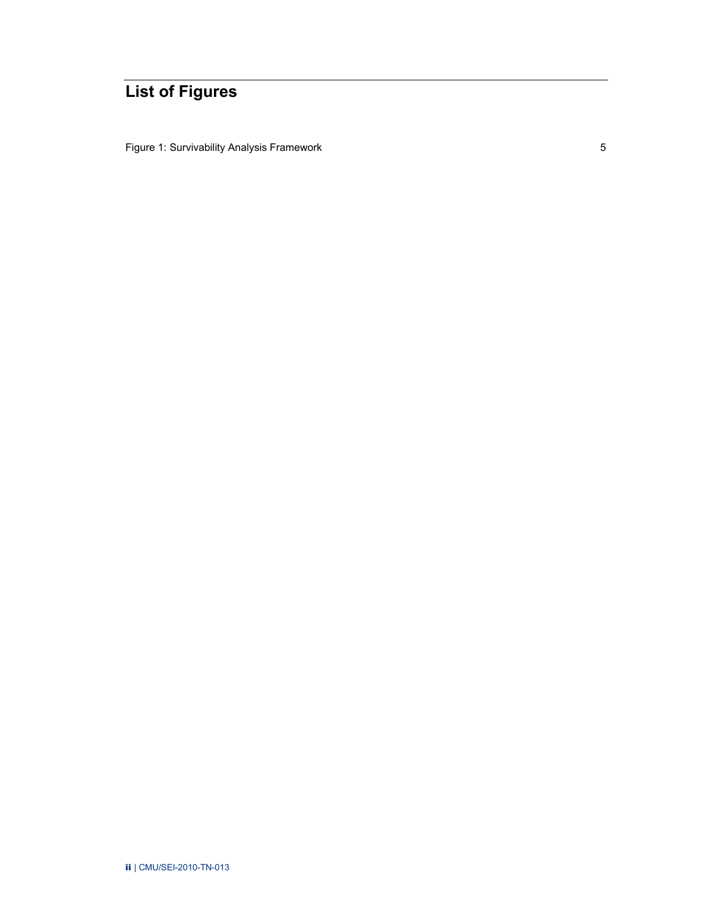# List of Figures

Figure 1: Survivability Analysis Framework 5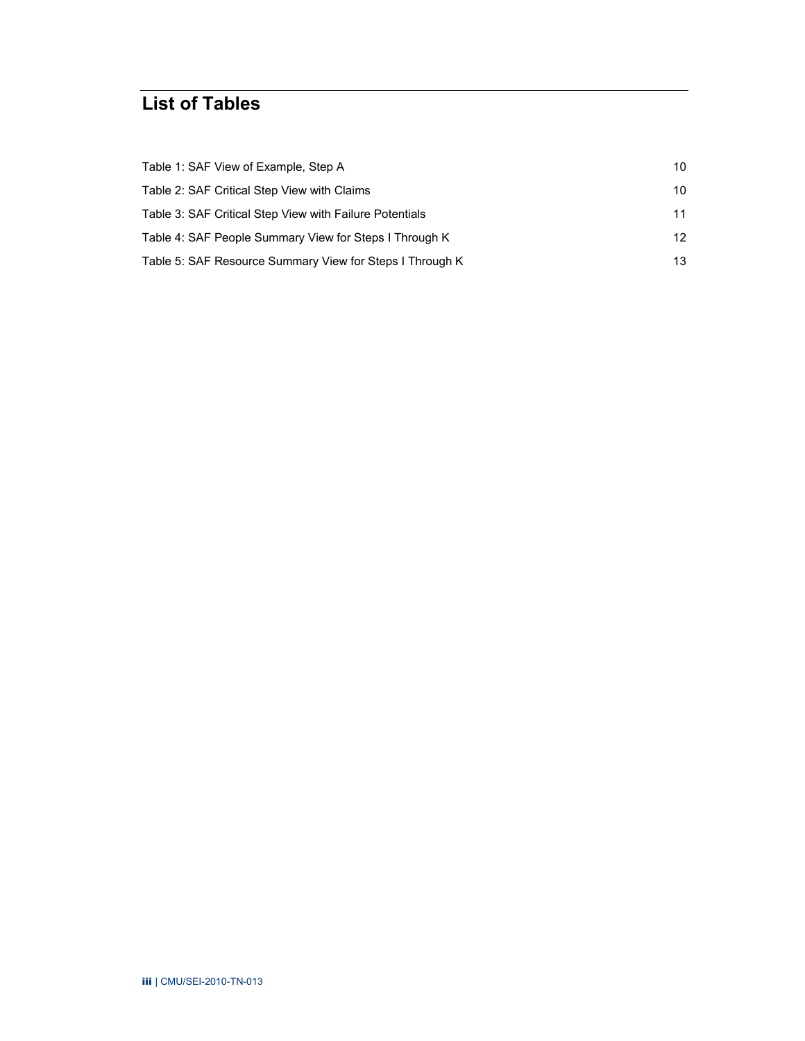# List of Tables

| | |
|---|---|
| Table 1: SAF View of Example, Step A | 10 |
| Table 2: SAF Critical Step View with Claims | 10 |
| Table 3: SAF Critical Step View with Failure Potentials | 11 |
| Table 4: SAF People Summary View for Steps I Through K | 12 |
| Table 5: SAF Resource Summary View for Steps I Through K | 13 |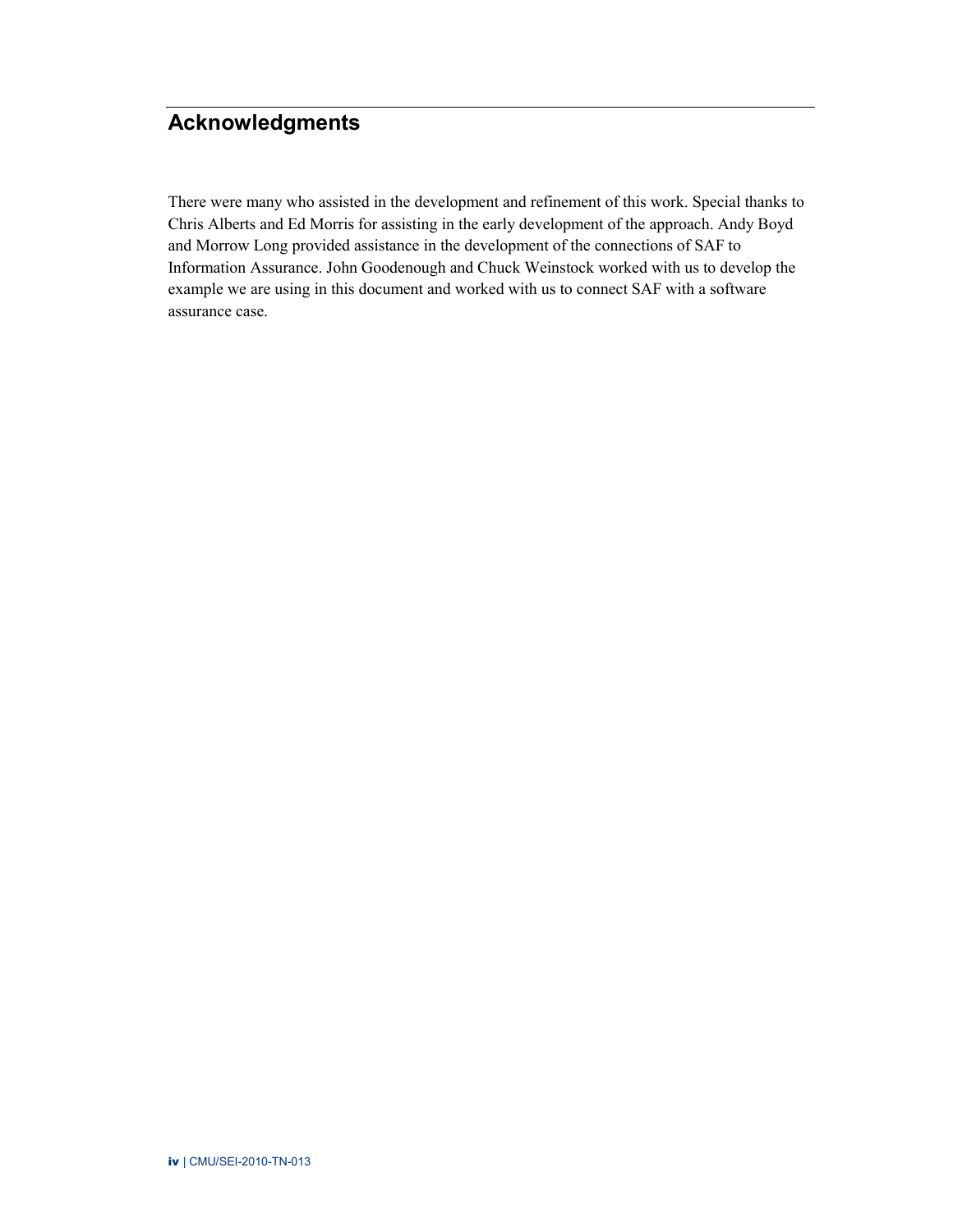# Acknowledgments

There were many who assisted in the development and refinement of this work. Special thanks to Chris Alberts and Ed Morris for assisting in the early development of the approach. Andy Boyd and Morrow Long provided assistance in the development of the connections of SAF to Information Assurance. John Goodenough and Chuck Weinstock worked with us to develop the example we are using in this document and worked with us to connect SAF with a software assurance case.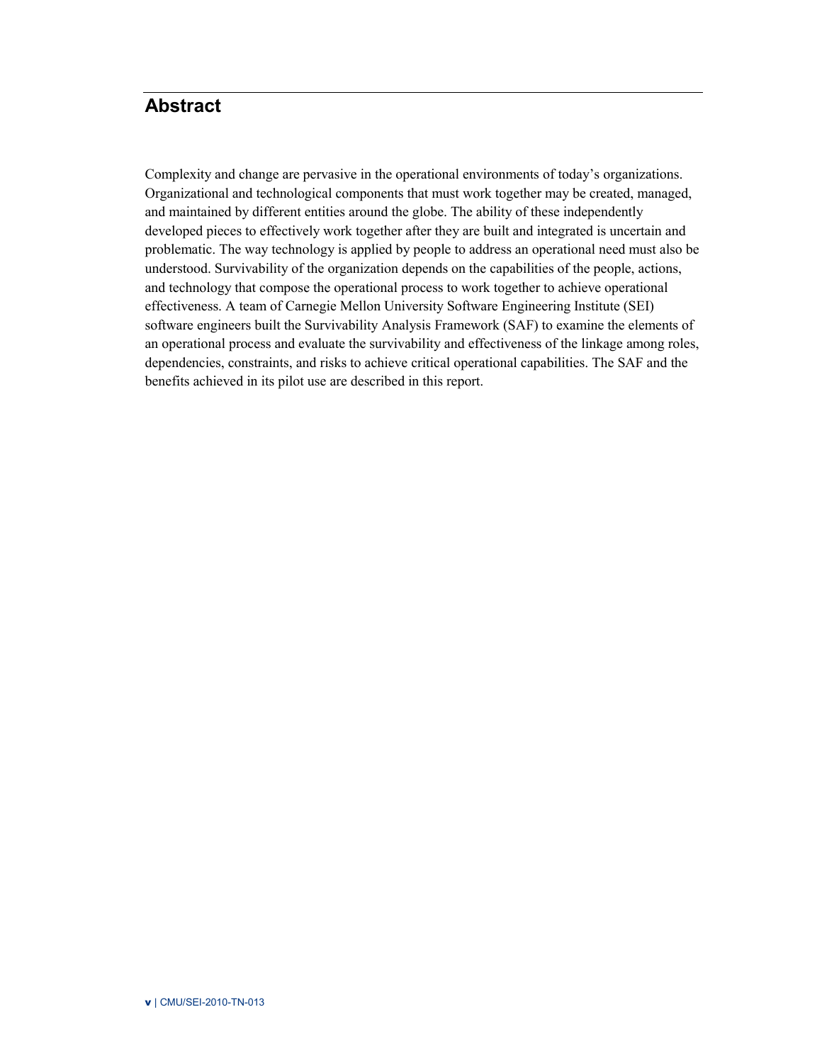# Abstract

Complexity and change are pervasive in the operational environments of today's organizations. Organizational and technological components that must work together may be created, managed, and maintained by different entities around the globe. The ability of these independently developed pieces to effectively work together after they are built and integrated is uncertain and problematic. The way technology is applied by people to address an operational need must also be understood. Survivability of the organization depends on the capabilities of the people, actions, and technology that compose the operational process to work together to achieve operational effectiveness. A team of Carnegie Mellon University Software Engineering Institute (SEI) software engineers built the Survivability Analysis Framework (SAF) to examine the elements of an operational process and evaluate the survivability and effectiveness of the linkage among roles, dependencies, constraints, and risks to achieve critical operational capabilities. The SAF and the benefits achieved in its pilot use are described in this report.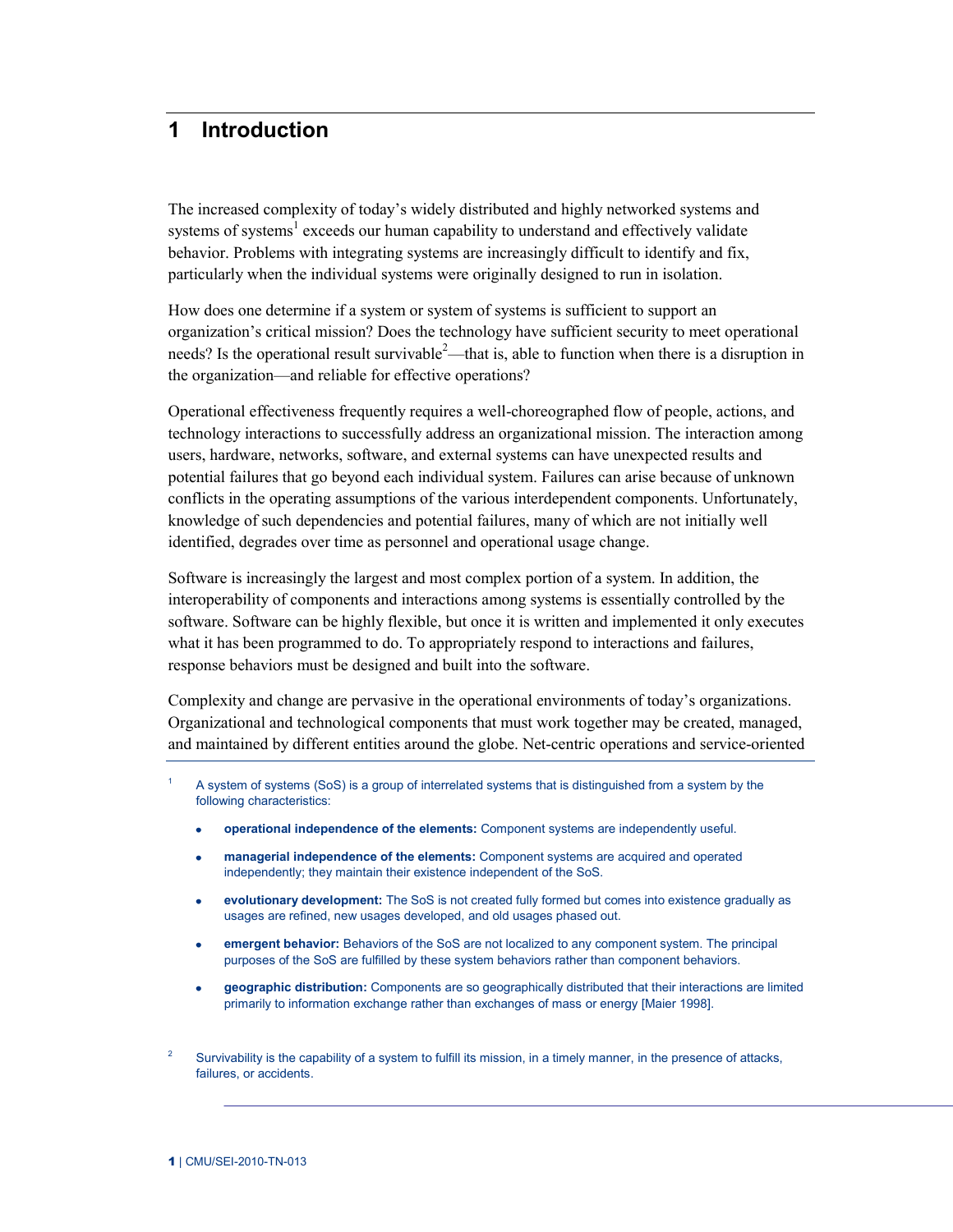# 1 Introduction

The increased complexity of today's widely distributed and highly networked systems and systems of systems[1] exceeds our human capability to understand and effectively validate behavior. Problems with integrating systems are increasingly difficult to identify and fix, particularly when the individual systems were originally designed to run in isolation.

How does one determine if a system or system of systems is sufficient to support an organization's critical mission? Does the technology have sufficient security to meet operational needs? Is the operational result survivable[2]—that is, able to function when there is a disruption in the organization—and reliable for effective operations?

Operational effectiveness frequently requires a well-choreographed flow of people, actions, and technology interactions to successfully address an organizational mission. The interaction among users, hardware, networks, software, and external systems can have unexpected results and potential failures that go beyond each individual system. Failures can arise because of unknown conflicts in the operating assumptions of the various interdependent components. Unfortunately, knowledge of such dependencies and potential failures, many of which are not initially well identified, degrades over time as personnel and operational usage change.

Software is increasingly the largest and most complex portion of a system. In addition, the interoperability of components and interactions among systems is essentially controlled by the software. Software can be highly flexible, but once it is written and implemented it only executes what it has been programmed to do. To appropriately respond to interactions and failures, response behaviors must be designed and built into the software.

Complexity and change are pervasive in the operational environments of today's organizations. Organizational and technological components that must work together may be created, managed, and maintained by different entities around the globe. Net-centric operations and service-oriented

---

[1] A system of systems (SoS) is a group of interrelated systems that is distinguished from a system by the following characteristics:

- **operational independence of the elements:** Component systems are independently useful.
- **managerial independence of the elements:** Component systems are acquired and operated independently; they maintain their existence independent of the SoS.
- **evolutionary development:** The SoS is not created fully formed but comes into existence gradually as usages are refined, new usages developed, and old usages phased out.
- **emergent behavior:** Behaviors of the SoS are not localized to any component system. The principal purposes of the SoS are fulfilled by these system behaviors rather than component behaviors.
- **geographic distribution:** Components are so geographically distributed that their interactions are limited primarily to information exchange rather than exchanges of mass or energy [Maier 1998].

[2] Survivability is the capability of a system to fulfill its mission, in a timely manner, in the presence of attacks, failures, or accidents.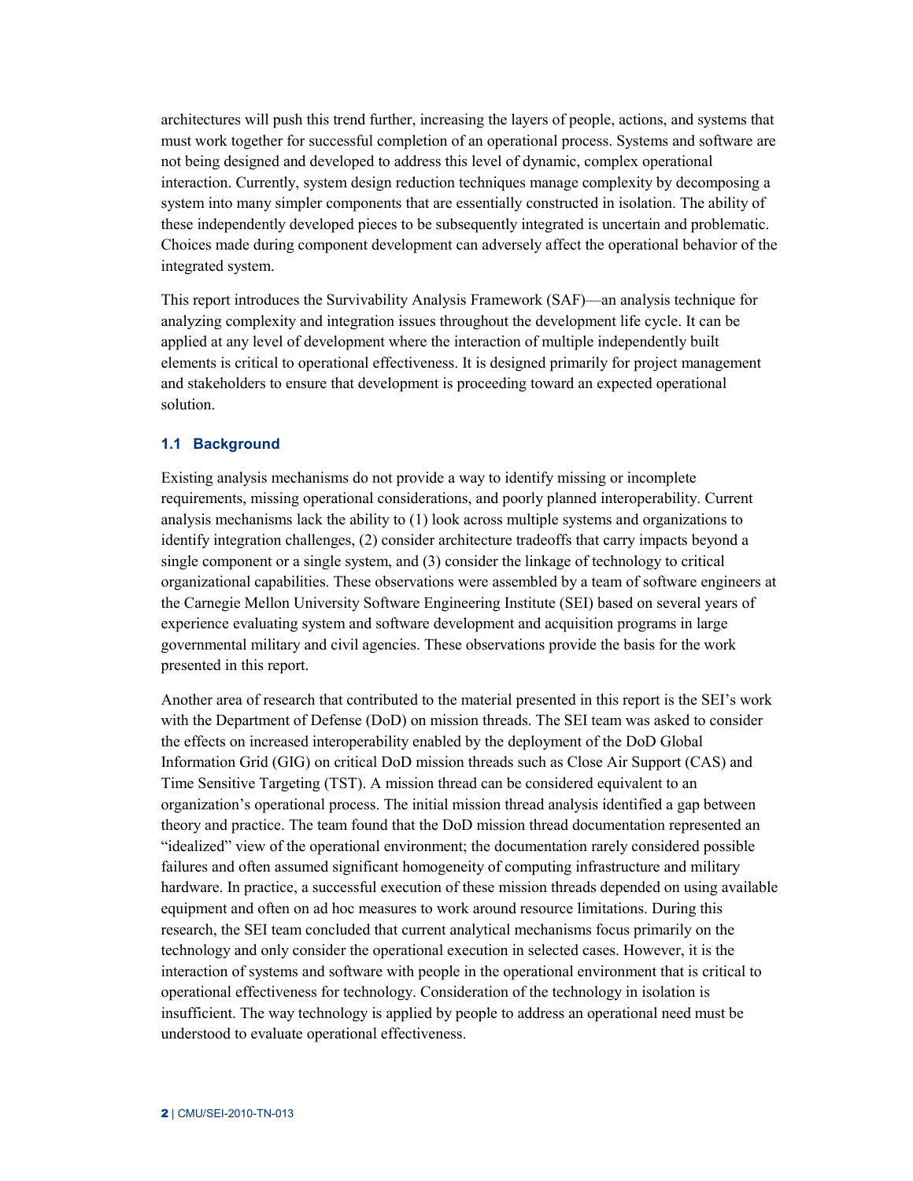architectures will push this trend further, increasing the layers of people, actions, and systems that must work together for successful completion of an operational process. Systems and software are not being designed and developed to address this level of dynamic, complex operational interaction. Currently, system design reduction techniques manage complexity by decomposing a system into many simpler components that are essentially constructed in isolation. The ability of these independently developed pieces to be subsequently integrated is uncertain and problematic. Choices made during component development can adversely affect the operational behavior of the integrated system.

This report introduces the Survivability Analysis Framework (SAF)—an analysis technique for analyzing complexity and integration issues throughout the development life cycle. It can be applied at any level of development where the interaction of multiple independently built elements is critical to operational effectiveness. It is designed primarily for project management and stakeholders to ensure that development is proceeding toward an expected operational solution.

### 1.1 Background

Existing analysis mechanisms do not provide a way to identify missing or incomplete requirements, missing operational considerations, and poorly planned interoperability. Current analysis mechanisms lack the ability to (1) look across multiple systems and organizations to identify integration challenges, (2) consider architecture tradeoffs that carry impacts beyond a single component or a single system, and (3) consider the linkage of technology to critical organizational capabilities. These observations were assembled by a team of software engineers at the Carnegie Mellon University Software Engineering Institute (SEI) based on several years of experience evaluating system and software development and acquisition programs in large governmental military and civil agencies. These observations provide the basis for the work presented in this report.

Another area of research that contributed to the material presented in this report is the SEI's work with the Department of Defense (DoD) on mission threads. The SEI team was asked to consider the effects on increased interoperability enabled by the deployment of the DoD Global Information Grid (GIG) on critical DoD mission threads such as Close Air Support (CAS) and Time Sensitive Targeting (TST). A mission thread can be considered equivalent to an organization's operational process. The initial mission thread analysis identified a gap between theory and practice. The team found that the DoD mission thread documentation represented an "idealized" view of the operational environment; the documentation rarely considered possible failures and often assumed significant homogeneity of computing infrastructure and military hardware. In practice, a successful execution of these mission threads depended on using available equipment and often on ad hoc measures to work around resource limitations. During this research, the SEI team concluded that current analytical mechanisms focus primarily on the technology and only consider the operational execution in selected cases. However, it is the interaction of systems and software with people in the operational environment that is critical to operational effectiveness for technology. Consideration of the technology in isolation is insufficient. The way technology is applied by people to address an operational need must be understood to evaluate operational effectiveness.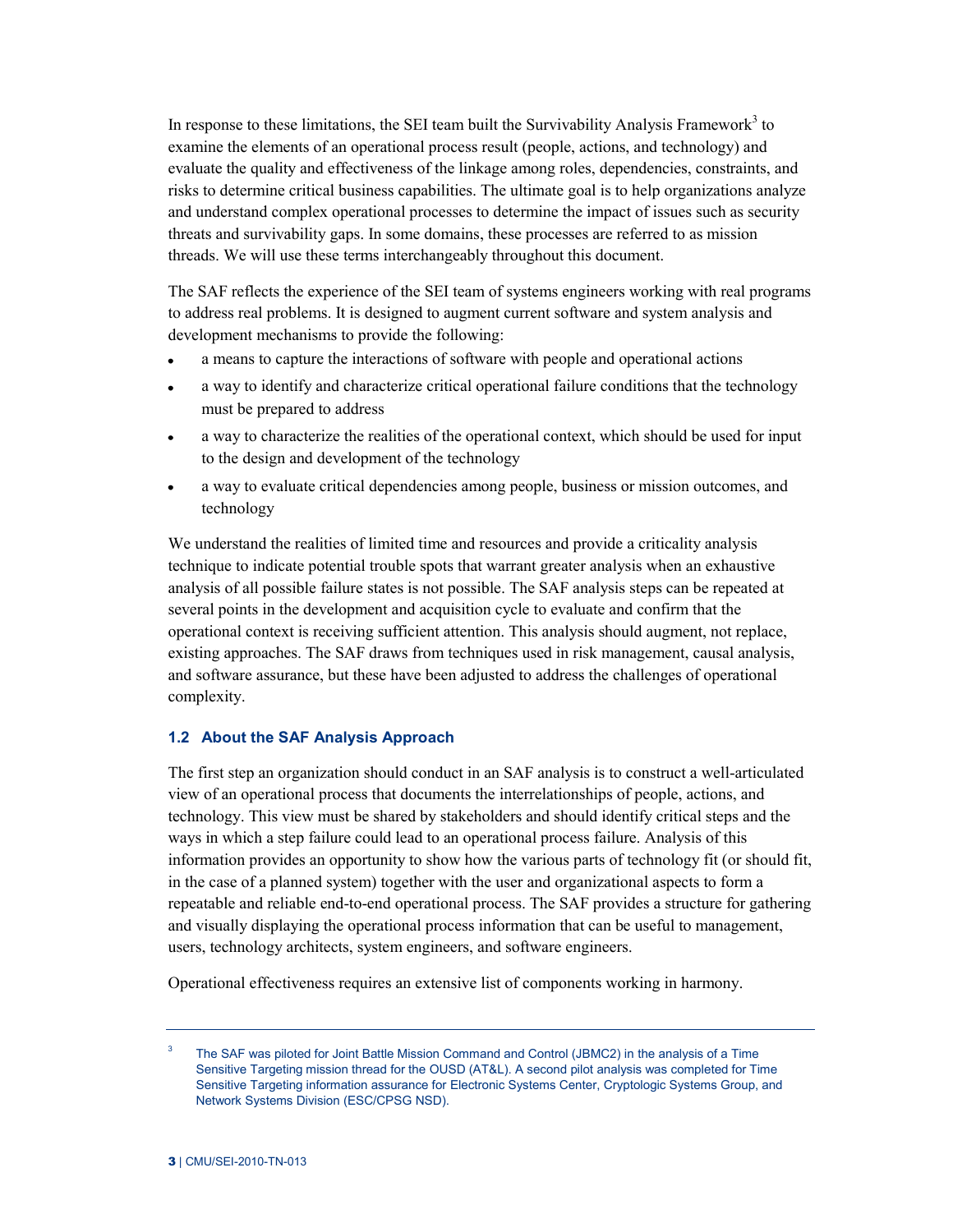In response to these limitations, the SEI team built the Survivability Analysis Framework[3] to examine the elements of an operational process result (people, actions, and technology) and evaluate the quality and effectiveness of the linkage among roles, dependencies, constraints, and risks to determine critical business capabilities. The ultimate goal is to help organizations analyze and understand complex operational processes to determine the impact of issues such as security threats and survivability gaps. In some domains, these processes are referred to as mission threads. We will use these terms interchangeably throughout this document.

The SAF reflects the experience of the SEI team of systems engineers working with real programs to address real problems. It is designed to augment current software and system analysis and development mechanisms to provide the following:

- a means to capture the interactions of software with people and operational actions
- a way to identify and characterize critical operational failure conditions that the technology must be prepared to address
- a way to characterize the realities of the operational context, which should be used for input to the design and development of the technology
- a way to evaluate critical dependencies among people, business or mission outcomes, and technology

We understand the realities of limited time and resources and provide a criticality analysis technique to indicate potential trouble spots that warrant greater analysis when an exhaustive analysis of all possible failure states is not possible. The SAF analysis steps can be repeated at several points in the development and acquisition cycle to evaluate and confirm that the operational context is receiving sufficient attention. This analysis should augment, not replace, existing approaches. The SAF draws from techniques used in risk management, causal analysis, and software assurance, but these have been adjusted to address the challenges of operational complexity.

### 1.2 About the SAF Analysis Approach

The first step an organization should conduct in an SAF analysis is to construct a well-articulated view of an operational process that documents the interrelationships of people, actions, and technology. This view must be shared by stakeholders and should identify critical steps and the ways in which a step failure could lead to an operational process failure. Analysis of this information provides an opportunity to show how the various parts of technology fit (or should fit, in the case of a planned system) together with the user and organizational aspects to form a repeatable and reliable end-to-end operational process. The SAF provides a structure for gathering and visually displaying the operational process information that can be useful to management, users, technology architects, system engineers, and software engineers.

Operational effectiveness requires an extensive list of components working in harmony.

---

[3] The SAF was piloted for Joint Battle Mission Command and Control (JBMC2) in the analysis of a Time Sensitive Targeting mission thread for the OUSD (AT&L). A second pilot analysis was completed for Time Sensitive Targeting information assurance for Electronic Systems Center, Cryptologic Systems Group, and Network Systems Division (ESC/CPSG NSD).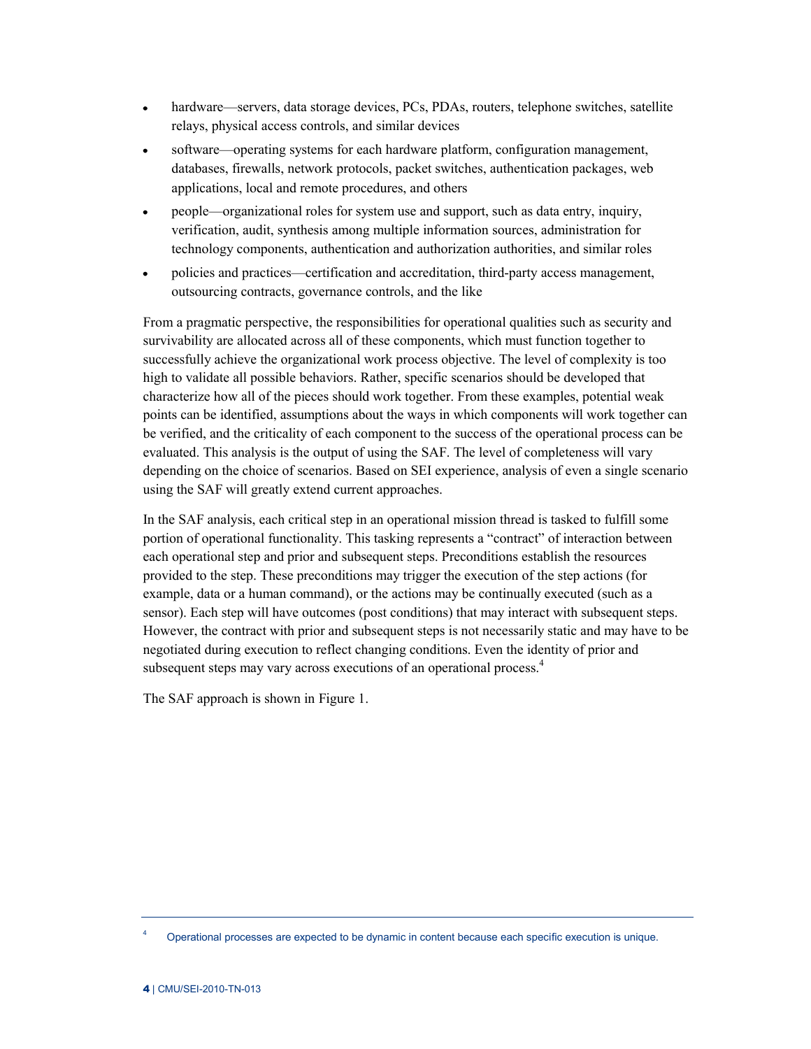- hardware—servers, data storage devices, PCs, PDAs, routers, telephone switches, satellite relays, physical access controls, and similar devices
- software—operating systems for each hardware platform, configuration management, databases, firewalls, network protocols, packet switches, authentication packages, web applications, local and remote procedures, and others
- people—organizational roles for system use and support, such as data entry, inquiry, verification, audit, synthesis among multiple information sources, administration for technology components, authentication and authorization authorities, and similar roles
- policies and practices—certification and accreditation, third-party access management, outsourcing contracts, governance controls, and the like

From a pragmatic perspective, the responsibilities for operational qualities such as security and survivability are allocated across all of these components, which must function together to successfully achieve the organizational work process objective. The level of complexity is too high to validate all possible behaviors. Rather, specific scenarios should be developed that characterize how all of the pieces should work together. From these examples, potential weak points can be identified, assumptions about the ways in which components will work together can be verified, and the criticality of each component to the success of the operational process can be evaluated. This analysis is the output of using the SAF. The level of completeness will vary depending on the choice of scenarios. Based on SEI experience, analysis of even a single scenario using the SAF will greatly extend current approaches.

In the SAF analysis, each critical step in an operational mission thread is tasked to fulfill some portion of operational functionality. This tasking represents a "contract" of interaction between each operational step and prior and subsequent steps. Preconditions establish the resources provided to the step. These preconditions may trigger the execution of the step actions (for example, data or a human command), or the actions may be continually executed (such as a sensor). Each step will have outcomes (post conditions) that may interact with subsequent steps. However, the contract with prior and subsequent steps is not necessarily static and may have to be negotiated during execution to reflect changing conditions. Even the identity of prior and subsequent steps may vary across executions of an operational process.[4]

The SAF approach is shown in Figure 1.

[4] Operational processes are expected to be dynamic in content because each specific execution is unique.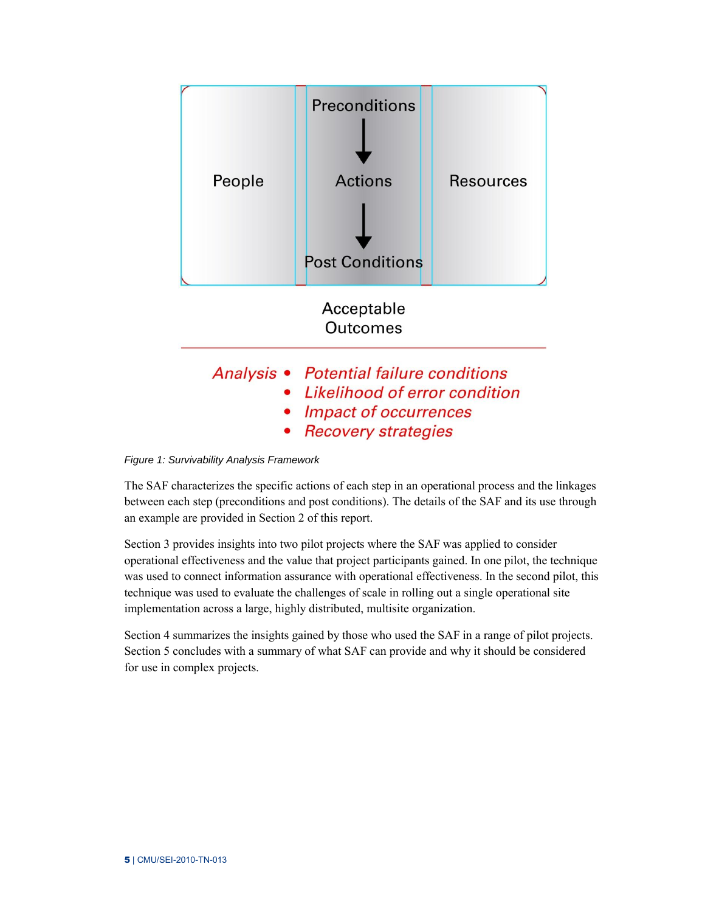| People | Preconditions<br>↓<br>Actions<br>↓<br>Post Conditions | Resources |
|---|---|---|

Acceptable Outcomes

*Analysis*
- *Potential failure conditions*
- *Likelihood of error condition*
- *Impact of occurrences*
- *Recovery strategies*

*Figure 1: Survivability Analysis Framework*

The SAF characterizes the specific actions of each step in an operational process and the linkages between each step (preconditions and post conditions). The details of the SAF and its use through an example are provided in Section 2 of this report.

Section 3 provides insights into two pilot projects where the SAF was applied to consider operational effectiveness and the value that project participants gained. In one pilot, the technique was used to connect information assurance with operational effectiveness. In the second pilot, this technique was used to evaluate the challenges of scale in rolling out a single operational site implementation across a large, highly distributed, multisite organization.

Section 4 summarizes the insights gained by those who used the SAF in a range of pilot projects. Section 5 concludes with a summary of what SAF can provide and why it should be considered for use in complex projects.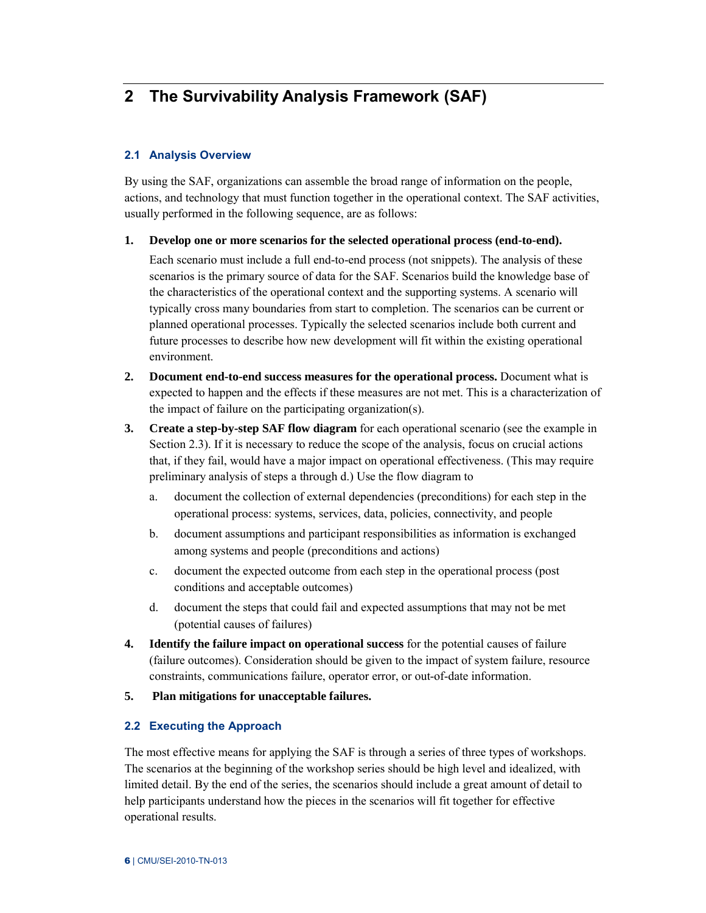# 2 The Survivability Analysis Framework (SAF)

## 2.1 Analysis Overview

By using the SAF, organizations can assemble the broad range of information on the people, actions, and technology that must function together in the operational context. The SAF activities, usually performed in the following sequence, are as follows:

1. **Develop one or more scenarios for the selected operational process (end-to-end).**

   Each scenario must include a full end-to-end process (not snippets). The analysis of these scenarios is the primary source of data for the SAF. Scenarios build the knowledge base of the characteristics of the operational context and the supporting systems. A scenario will typically cross many boundaries from start to completion. The scenarios can be current or planned operational processes. Typically the selected scenarios include both current and future processes to describe how new development will fit within the existing operational environment.

2. **Document end-to-end success measures for the operational process.** Document what is expected to happen and the effects if these measures are not met. This is a characterization of the impact of failure on the participating organization(s).

3. **Create a step-by-step SAF flow diagram** for each operational scenario (see the example in Section 2.3). If it is necessary to reduce the scope of the analysis, focus on crucial actions that, if they fail, would have a major impact on operational effectiveness. (This may require preliminary analysis of steps a through d.) Use the flow diagram to

   a. document the collection of external dependencies (preconditions) for each step in the operational process: systems, services, data, policies, connectivity, and people

   b. document assumptions and participant responsibilities as information is exchanged among systems and people (preconditions and actions)

   c. document the expected outcome from each step in the operational process (post conditions and acceptable outcomes)

   d. document the steps that could fail and expected assumptions that may not be met (potential causes of failures)

4. **Identify the failure impact on operational success** for the potential causes of failure (failure outcomes). Consideration should be given to the impact of system failure, resource constraints, communications failure, operator error, or out-of-date information.

5. **Plan mitigations for unacceptable failures.**

## 2.2 Executing the Approach

The most effective means for applying the SAF is through a series of three types of workshops. The scenarios at the beginning of the workshop series should be high level and idealized, with limited detail. By the end of the series, the scenarios should include a great amount of detail to help participants understand how the pieces in the scenarios will fit together for effective operational results.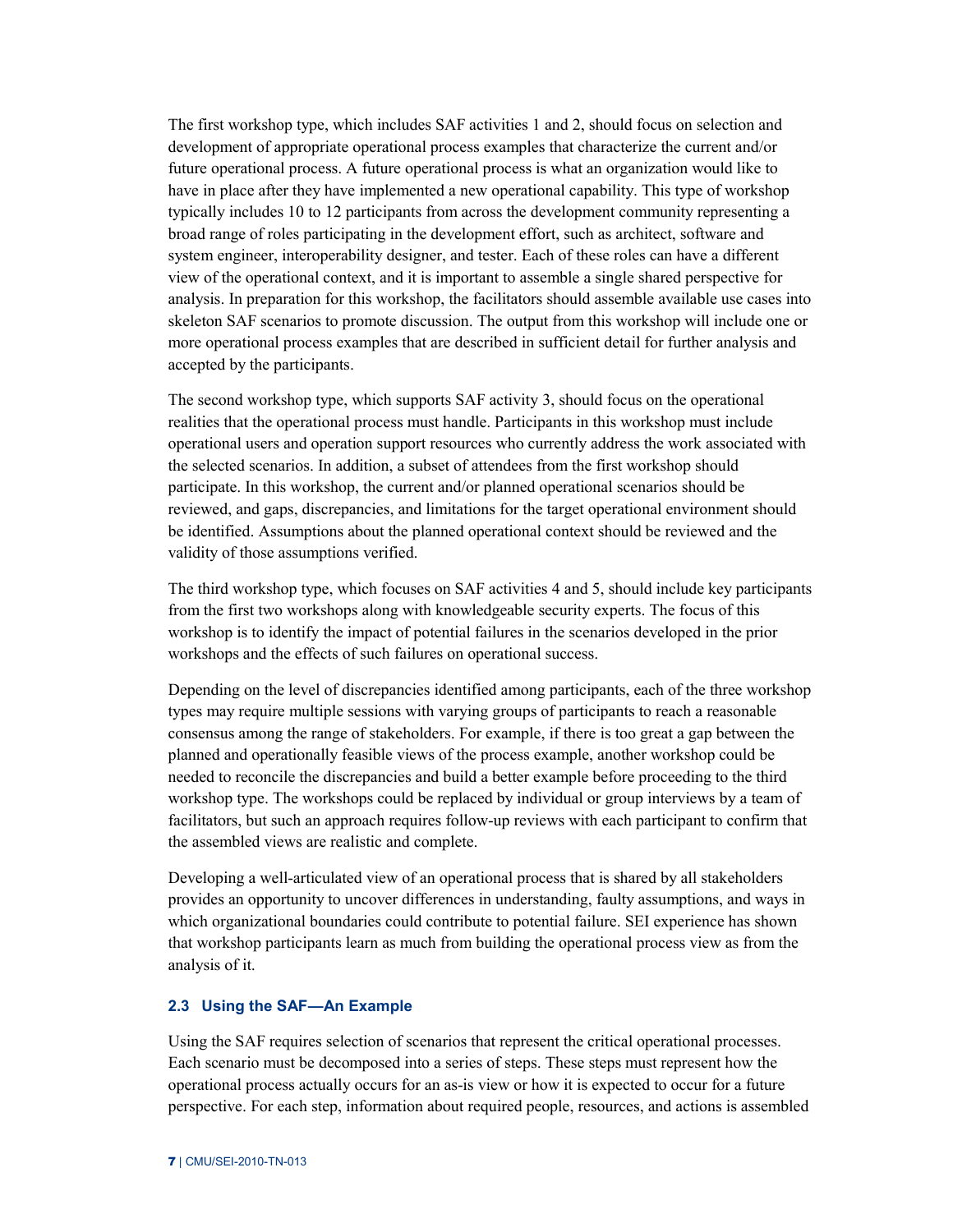The first workshop type, which includes SAF activities 1 and 2, should focus on selection and development of appropriate operational process examples that characterize the current and/or future operational process. A future operational process is what an organization would like to have in place after they have implemented a new operational capability. This type of workshop typically includes 10 to 12 participants from across the development community representing a broad range of roles participating in the development effort, such as architect, software and system engineer, interoperability designer, and tester. Each of these roles can have a different view of the operational context, and it is important to assemble a single shared perspective for analysis. In preparation for this workshop, the facilitators should assemble available use cases into skeleton SAF scenarios to promote discussion. The output from this workshop will include one or more operational process examples that are described in sufficient detail for further analysis and accepted by the participants.

The second workshop type, which supports SAF activity 3, should focus on the operational realities that the operational process must handle. Participants in this workshop must include operational users and operation support resources who currently address the work associated with the selected scenarios. In addition, a subset of attendees from the first workshop should participate. In this workshop, the current and/or planned operational scenarios should be reviewed, and gaps, discrepancies, and limitations for the target operational environment should be identified. Assumptions about the planned operational context should be reviewed and the validity of those assumptions verified.

The third workshop type, which focuses on SAF activities 4 and 5, should include key participants from the first two workshops along with knowledgeable security experts. The focus of this workshop is to identify the impact of potential failures in the scenarios developed in the prior workshops and the effects of such failures on operational success.

Depending on the level of discrepancies identified among participants, each of the three workshop types may require multiple sessions with varying groups of participants to reach a reasonable consensus among the range of stakeholders. For example, if there is too great a gap between the planned and operationally feasible views of the process example, another workshop could be needed to reconcile the discrepancies and build a better example before proceeding to the third workshop type. The workshops could be replaced by individual or group interviews by a team of facilitators, but such an approach requires follow-up reviews with each participant to confirm that the assembled views are realistic and complete.

Developing a well-articulated view of an operational process that is shared by all stakeholders provides an opportunity to uncover differences in understanding, faulty assumptions, and ways in which organizational boundaries could contribute to potential failure. SEI experience has shown that workshop participants learn as much from building the operational process view as from the analysis of it.

### 2.3 Using the SAF—An Example

Using the SAF requires selection of scenarios that represent the critical operational processes. Each scenario must be decomposed into a series of steps. These steps must represent how the operational process actually occurs for an as-is view or how it is expected to occur for a future perspective. For each step, information about required people, resources, and actions is assembled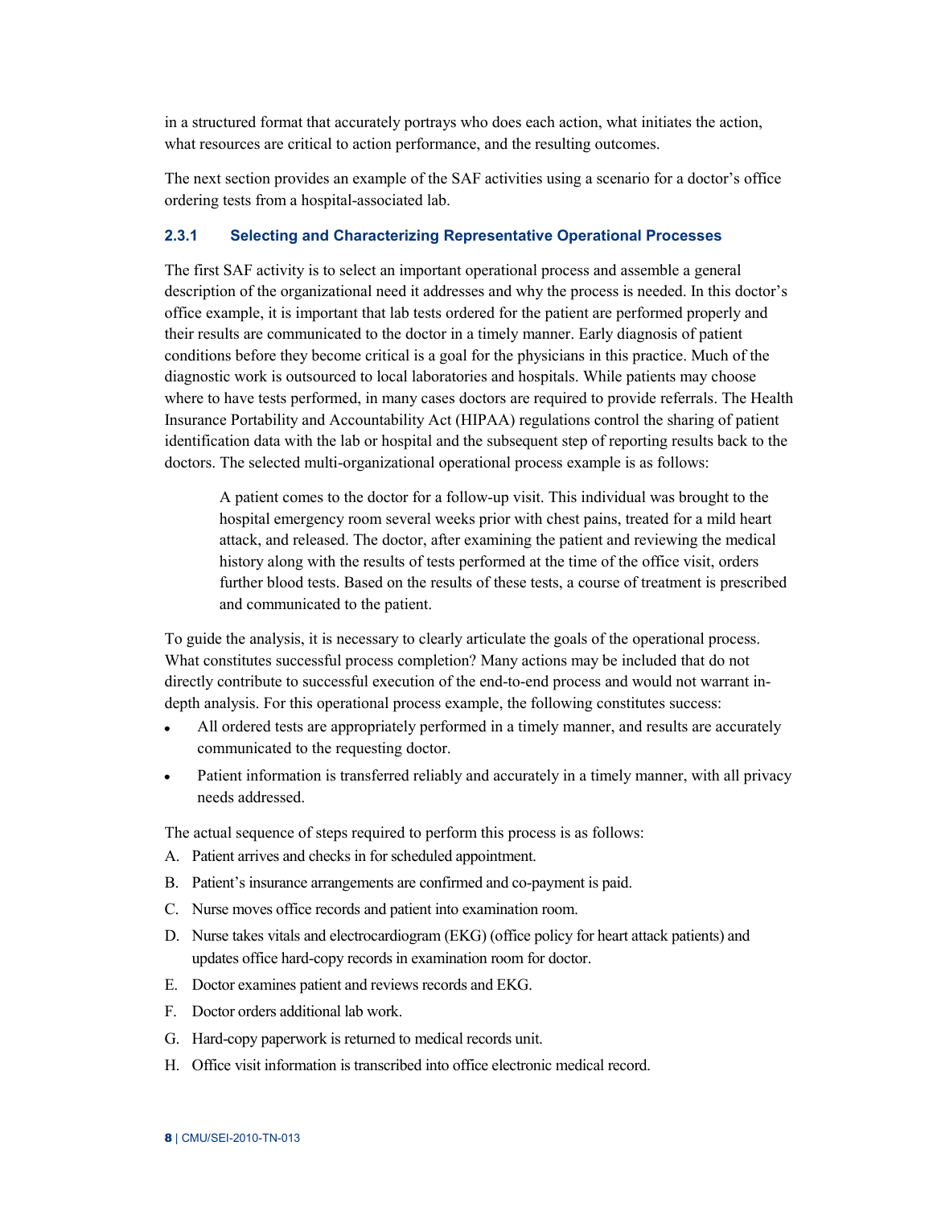in a structured format that accurately portrays who does each action, what initiates the action, what resources are critical to action performance, and the resulting outcomes.

The next section provides an example of the SAF activities using a scenario for a doctor's office ordering tests from a hospital-associated lab.

### 2.3.1 Selecting and Characterizing Representative Operational Processes

The first SAF activity is to select an important operational process and assemble a general description of the organizational need it addresses and why the process is needed. In this doctor's office example, it is important that lab tests ordered for the patient are performed properly and their results are communicated to the doctor in a timely manner. Early diagnosis of patient conditions before they become critical is a goal for the physicians in this practice. Much of the diagnostic work is outsourced to local laboratories and hospitals. While patients may choose where to have tests performed, in many cases doctors are required to provide referrals. The Health Insurance Portability and Accountability Act (HIPAA) regulations control the sharing of patient identification data with the lab or hospital and the subsequent step of reporting results back to the doctors. The selected multi-organizational operational process example is as follows:

> A patient comes to the doctor for a follow-up visit. This individual was brought to the hospital emergency room several weeks prior with chest pains, treated for a mild heart attack, and released. The doctor, after examining the patient and reviewing the medical history along with the results of tests performed at the time of the office visit, orders further blood tests. Based on the results of these tests, a course of treatment is prescribed and communicated to the patient.

To guide the analysis, it is necessary to clearly articulate the goals of the operational process. What constitutes successful process completion? Many actions may be included that do not directly contribute to successful execution of the end-to-end process and would not warrant in-depth analysis. For this operational process example, the following constitutes success:

- All ordered tests are appropriately performed in a timely manner, and results are accurately communicated to the requesting doctor.
- Patient information is transferred reliably and accurately in a timely manner, with all privacy needs addressed.

The actual sequence of steps required to perform this process is as follows:

A. Patient arrives and checks in for scheduled appointment.

B. Patient's insurance arrangements are confirmed and co-payment is paid.

C. Nurse moves office records and patient into examination room.

D. Nurse takes vitals and electrocardiogram (EKG) (office policy for heart attack patients) and updates office hard-copy records in examination room for doctor.

E. Doctor examines patient and reviews records and EKG.

F. Doctor orders additional lab work.

G. Hard-copy paperwork is returned to medical records unit.

H. Office visit information is transcribed into office electronic medical record.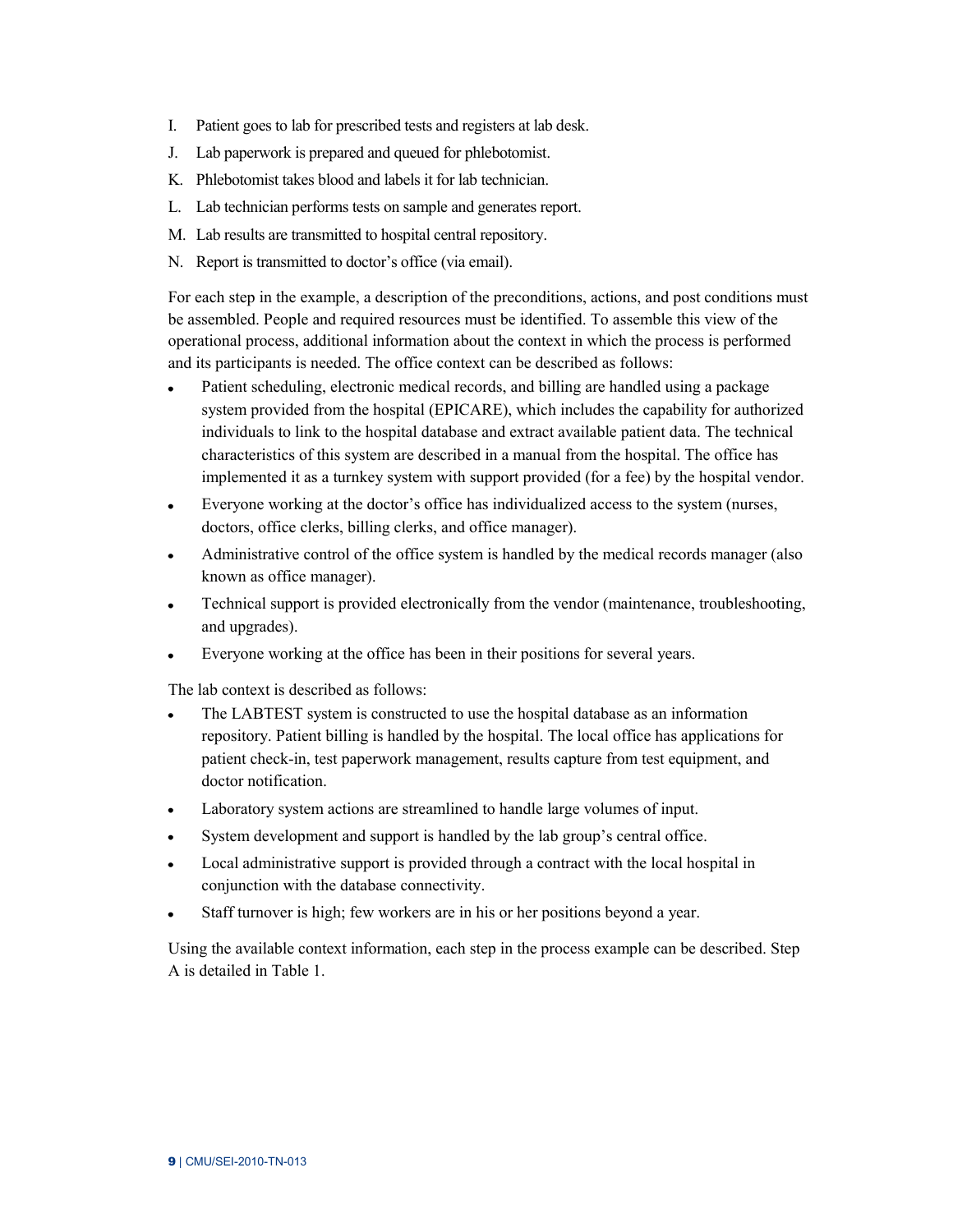I. Patient goes to lab for prescribed tests and registers at lab desk.

J. Lab paperwork is prepared and queued for phlebotomist.

K. Phlebotomist takes blood and labels it for lab technician.

L. Lab technician performs tests on sample and generates report.

M. Lab results are transmitted to hospital central repository.

N. Report is transmitted to doctor's office (via email).

For each step in the example, a description of the preconditions, actions, and post conditions must be assembled. People and required resources must be identified. To assemble this view of the operational process, additional information about the context in which the process is performed and its participants is needed. The office context can be described as follows:

- Patient scheduling, electronic medical records, and billing are handled using a package system provided from the hospital (EPICARE), which includes the capability for authorized individuals to link to the hospital database and extract available patient data. The technical characteristics of this system are described in a manual from the hospital. The office has implemented it as a turnkey system with support provided (for a fee) by the hospital vendor.
- Everyone working at the doctor's office has individualized access to the system (nurses, doctors, office clerks, billing clerks, and office manager).
- Administrative control of the office system is handled by the medical records manager (also known as office manager).
- Technical support is provided electronically from the vendor (maintenance, troubleshooting, and upgrades).
- Everyone working at the office has been in their positions for several years.

The lab context is described as follows:

- The LABTEST system is constructed to use the hospital database as an information repository. Patient billing is handled by the hospital. The local office has applications for patient check-in, test paperwork management, results capture from test equipment, and doctor notification.
- Laboratory system actions are streamlined to handle large volumes of input.
- System development and support is handled by the lab group's central office.
- Local administrative support is provided through a contract with the local hospital in conjunction with the database connectivity.
- Staff turnover is high; few workers are in his or her positions beyond a year.

Using the available context information, each step in the process example can be described. Step A is detailed in Table 1.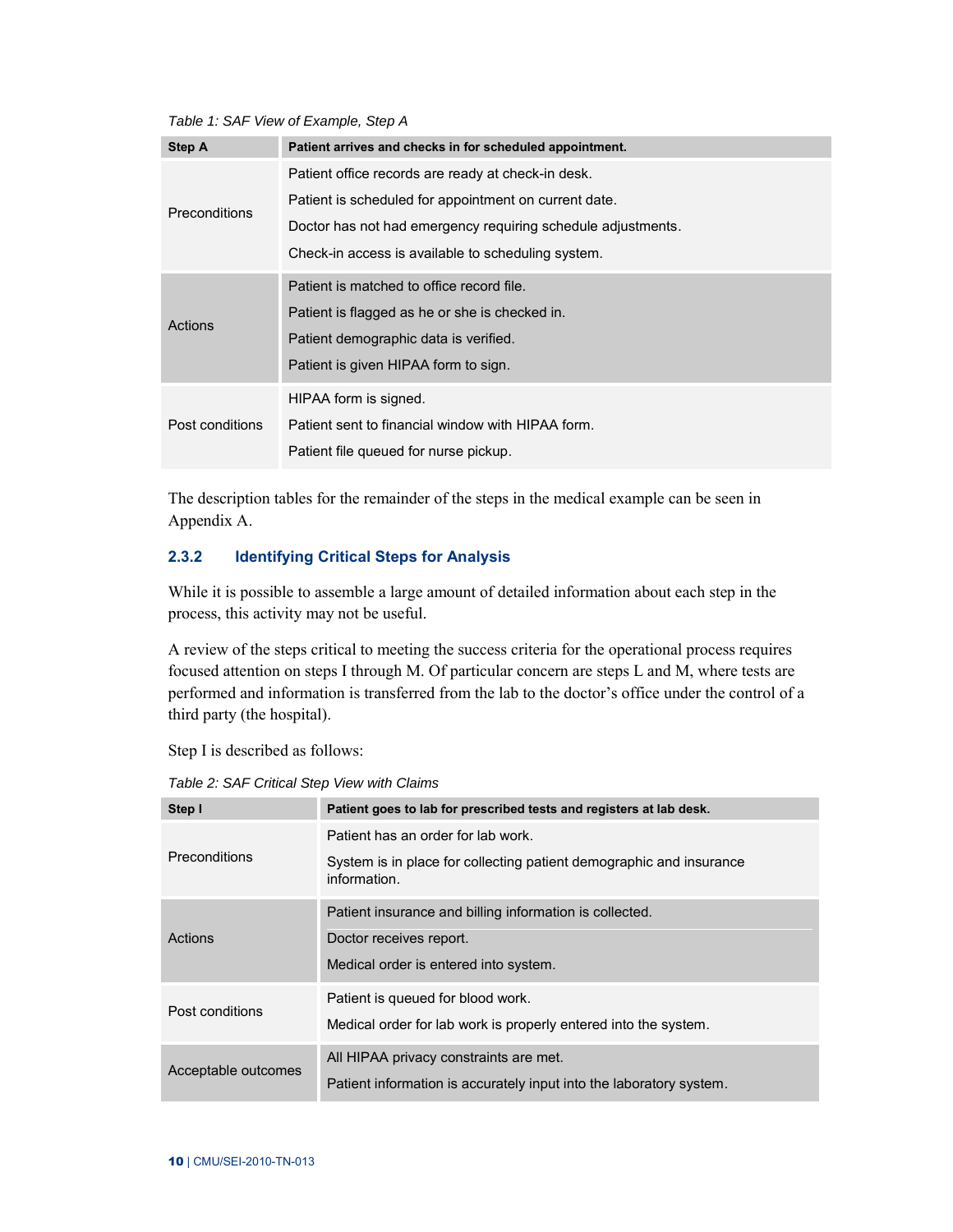*Table 1: SAF View of Example, Step A*

| Step A | Patient arrives and checks in for scheduled appointment. |
|---|---|
| Preconditions | Patient office records are ready at check-in desk.<br>Patient is scheduled for appointment on current date.<br>Doctor has not had emergency requiring schedule adjustments.<br>Check-in access is available to scheduling system. |
| Actions | Patient is matched to office record file.<br>Patient is flagged as he or she is checked in.<br>Patient demographic data is verified.<br>Patient is given HIPAA form to sign. |
| Post conditions | HIPAA form is signed.<br>Patient sent to financial window with HIPAA form.<br>Patient file queued for nurse pickup. |

The description tables for the remainder of the steps in the medical example can be seen in Appendix A.

### 2.3.2 Identifying Critical Steps for Analysis

While it is possible to assemble a large amount of detailed information about each step in the process, this activity may not be useful.

A review of the steps critical to meeting the success criteria for the operational process requires focused attention on steps I through M. Of particular concern are steps L and M, where tests are performed and information is transferred from the lab to the doctor's office under the control of a third party (the hospital).

Step I is described as follows:

*Table 2: SAF Critical Step View with Claims*

| Step I | Patient goes to lab for prescribed tests and registers at lab desk. |
|---|---|
| Preconditions | Patient has an order for lab work.<br>System is in place for collecting patient demographic and insurance information. |
| Actions | Patient insurance and billing information is collected.<br>Doctor receives report.<br>Medical order is entered into system. |
| Post conditions | Patient is queued for blood work.<br>Medical order for lab work is properly entered into the system. |
| Acceptable outcomes | All HIPAA privacy constraints are met.<br>Patient information is accurately input into the laboratory system. |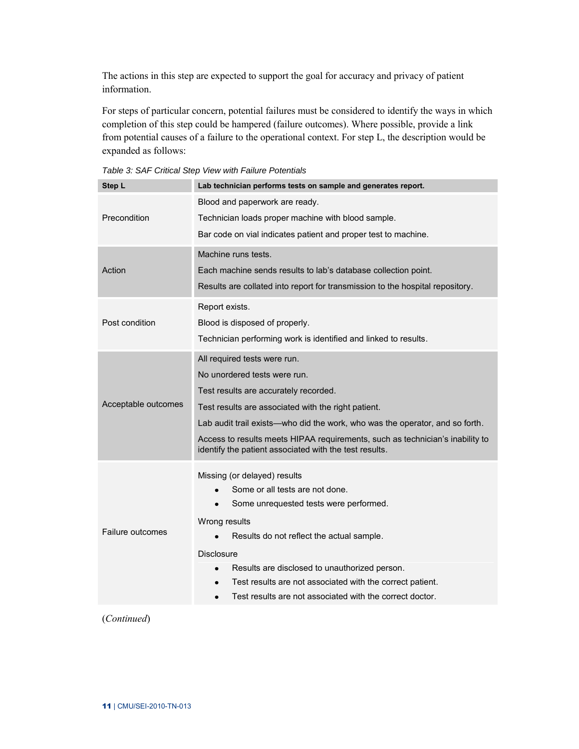The actions in this step are expected to support the goal for accuracy and privacy of patient information.

For steps of particular concern, potential failures must be considered to identify the ways in which completion of this step could be hampered (failure outcomes). Where possible, provide a link from potential causes of a failure to the operational context. For step L, the description would be expanded as follows:

*Table 3: SAF Critical Step View with Failure Potentials*

| Step L | Lab technician performs tests on sample and generates report. |
|---|---|
| Precondition | Blood and paperwork are ready.<br>Technician loads proper machine with blood sample.<br>Bar code on vial indicates patient and proper test to machine. |
| Action | Machine runs tests.<br>Each machine sends results to lab's database collection point.<br>Results are collated into report for transmission to the hospital repository. |
| Post condition | Report exists.<br>Blood is disposed of properly.<br>Technician performing work is identified and linked to results. |
| Acceptable outcomes | All required tests were run.<br>No unordered tests were run.<br>Test results are accurately recorded.<br>Test results are associated with the right patient.<br>Lab audit trail exists—who did the work, who was the operator, and so forth.<br>Access to results meets HIPAA requirements, such as technician's inability to identify the patient associated with the test results. |
| Failure outcomes | Missing (or delayed) results<br>• Some or all tests are not done.<br>• Some unrequested tests were performed.<br>Wrong results<br>• Results do not reflect the actual sample.<br>Disclosure<br>• Results are disclosed to unauthorized person.<br>• Test results are not associated with the correct patient.<br>• Test results are not associated with the correct doctor. |

(*Continued*)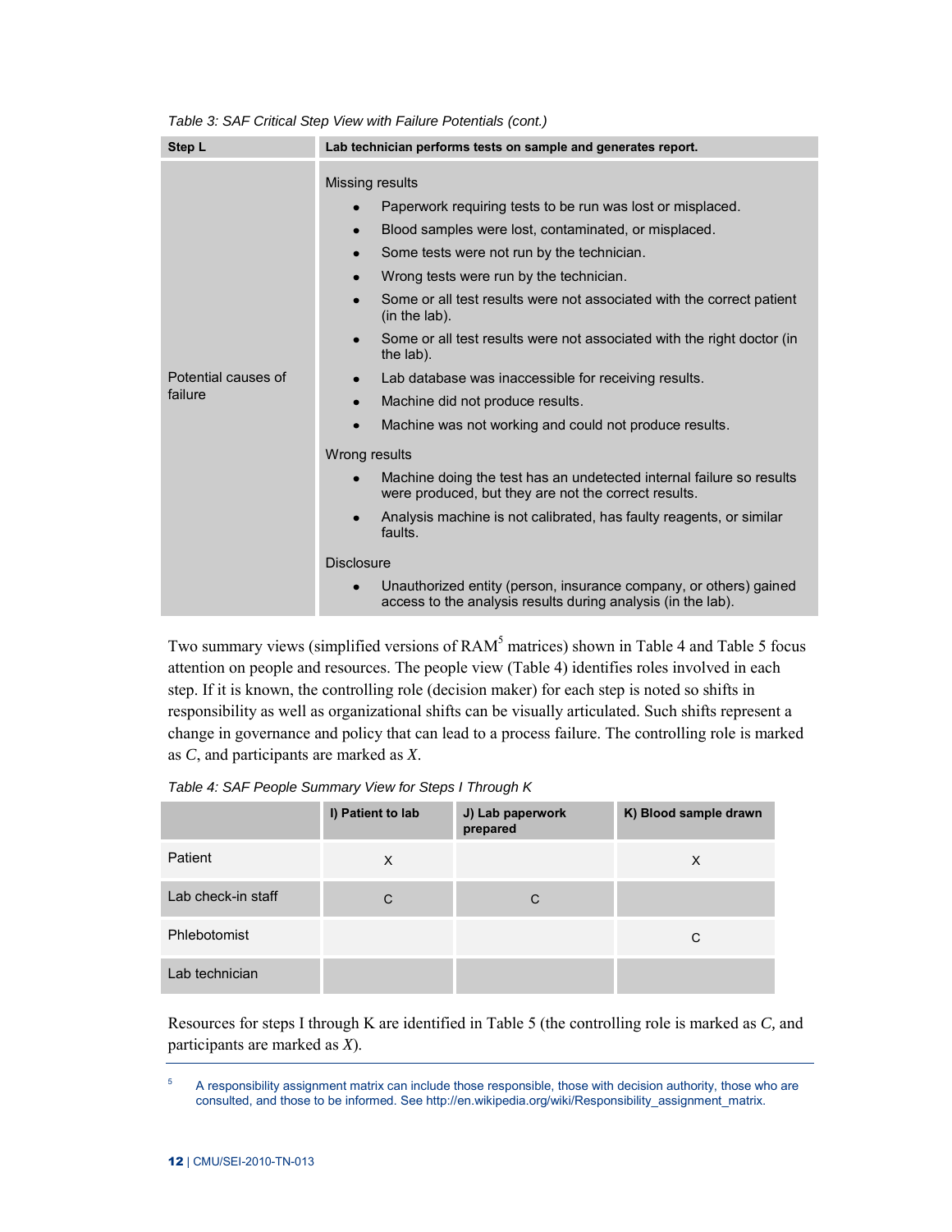*Table 3: SAF Critical Step View with Failure Potentials (cont.)*

| Step L | Lab technician performs tests on sample and generates report. |
|---|---|
| Potential causes of failure | Missing results<br>• Paperwork requiring tests to be run was lost or misplaced.<br>• Blood samples were lost, contaminated, or misplaced.<br>• Some tests were not run by the technician.<br>• Wrong tests were run by the technician.<br>• Some or all test results were not associated with the correct patient (in the lab).<br>• Some or all test results were not associated with the right doctor (in the lab).<br>• Lab database was inaccessible for receiving results.<br>• Machine did not produce results.<br>• Machine was not working and could not produce results.<br>Wrong results<br>• Machine doing the test has an undetected internal failure so results were produced, but they are not the correct results.<br>• Analysis machine is not calibrated, has faulty reagents, or similar faults.<br>Disclosure<br>• Unauthorized entity (person, insurance company, or others) gained access to the analysis results during analysis (in the lab). |

Two summary views (simplified versions of RAM[5] matrices) shown in Table 4 and Table 5 focus attention on people and resources. The people view (Table 4) identifies roles involved in each step. If it is known, the controlling role (decision maker) for each step is noted so shifts in responsibility as well as organizational shifts can be visually articulated. Such shifts represent a change in governance and policy that can lead to a process failure. The controlling role is marked as *C*, and participants are marked as *X*.

*Table 4: SAF People Summary View for Steps I Through K*

| | I) Patient to lab | J) Lab paperwork prepared | K) Blood sample drawn |
|---|---|---|---|
| Patient | X | | X |
| Lab check-in staff | C | C | |
| Phlebotomist | | | C |
| Lab technician | | | |

Resources for steps I through K are identified in Table 5 (the controlling role is marked as *C*, and participants are marked as *X*).

[5] A responsibility assignment matrix can include those responsible, those with decision authority, those who are consulted, and those to be informed. See http://en.wikipedia.org/wiki/Responsibility_assignment_matrix.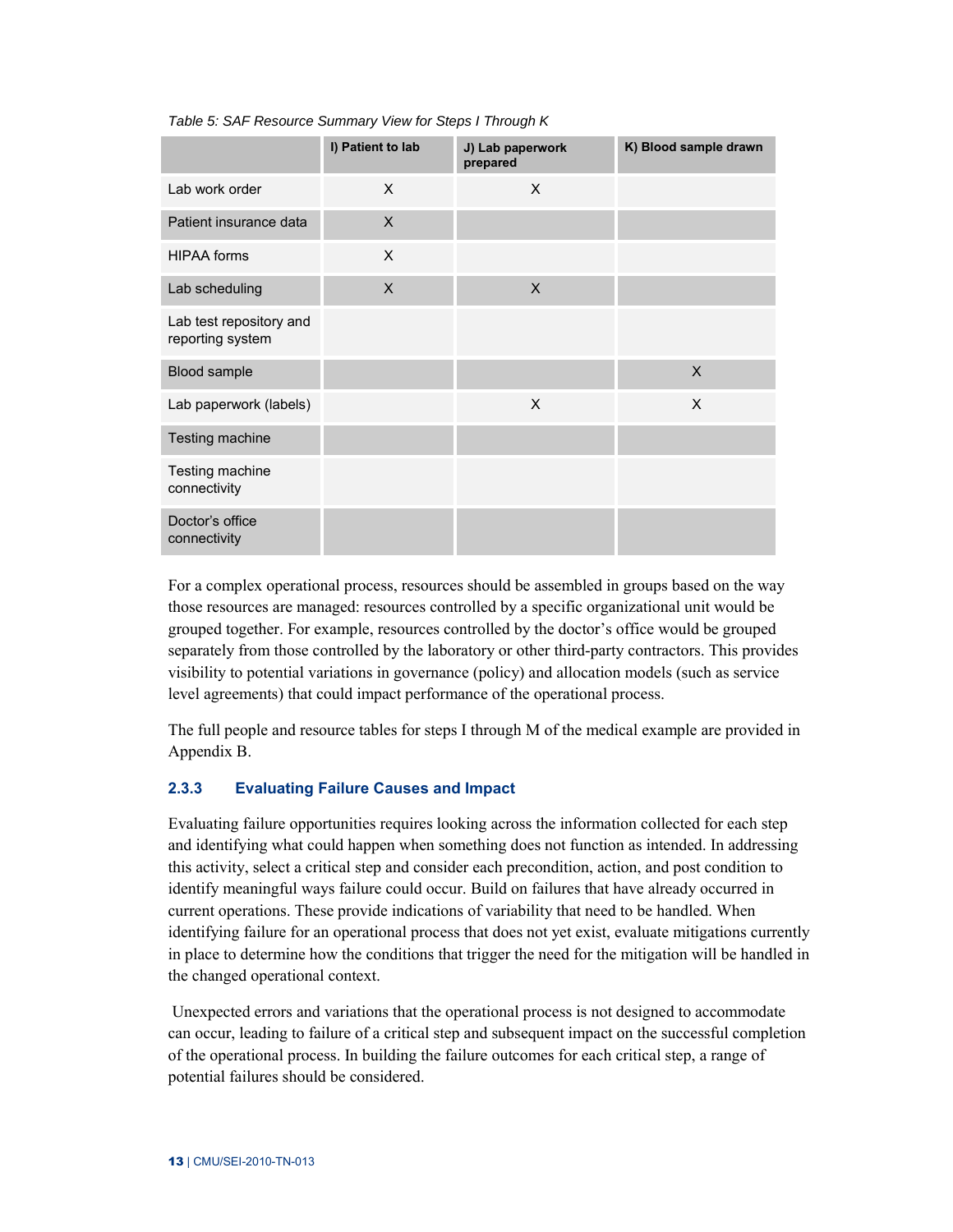*Table 5: SAF Resource Summary View for Steps I Through K*

| | I) Patient to lab | J) Lab paperwork prepared | K) Blood sample drawn |
|---|---|---|---|
| Lab work order | X | X | |
| Patient insurance data | X | | |
| HIPAA forms | X | | |
| Lab scheduling | X | X | |
| Lab test repository and reporting system | | | |
| Blood sample | | | X |
| Lab paperwork (labels) | | X | X |
| Testing machine | | | |
| Testing machine connectivity | | | |
| Doctor's office connectivity | | | |

For a complex operational process, resources should be assembled in groups based on the way those resources are managed: resources controlled by a specific organizational unit would be grouped together. For example, resources controlled by the doctor's office would be grouped separately from those controlled by the laboratory or other third-party contractors. This provides visibility to potential variations in governance (policy) and allocation models (such as service level agreements) that could impact performance of the operational process.

The full people and resource tables for steps I through M of the medical example are provided in Appendix B.

### 2.3.3 Evaluating Failure Causes and Impact

Evaluating failure opportunities requires looking across the information collected for each step and identifying what could happen when something does not function as intended. In addressing this activity, select a critical step and consider each precondition, action, and post condition to identify meaningful ways failure could occur. Build on failures that have already occurred in current operations. These provide indications of variability that need to be handled. When identifying failure for an operational process that does not yet exist, evaluate mitigations currently in place to determine how the conditions that trigger the need for the mitigation will be handled in the changed operational context.

Unexpected errors and variations that the operational process is not designed to accommodate can occur, leading to failure of a critical step and subsequent impact on the successful completion of the operational process. In building the failure outcomes for each critical step, a range of potential failures should be considered.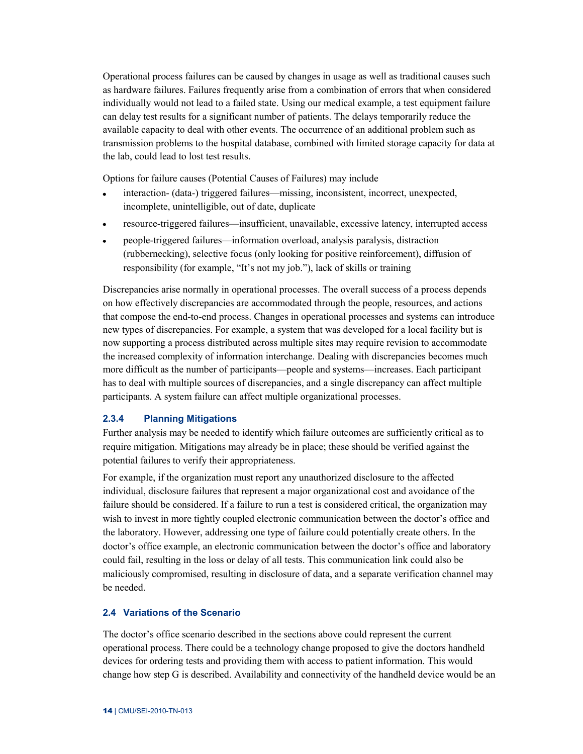Operational process failures can be caused by changes in usage as well as traditional causes such as hardware failures. Failures frequently arise from a combination of errors that when considered individually would not lead to a failed state. Using our medical example, a test equipment failure can delay test results for a significant number of patients. The delays temporarily reduce the available capacity to deal with other events. The occurrence of an additional problem such as transmission problems to the hospital database, combined with limited storage capacity for data at the lab, could lead to lost test results.

Options for failure causes (Potential Causes of Failures) may include

- interaction- (data-) triggered failures—missing, inconsistent, incorrect, unexpected, incomplete, unintelligible, out of date, duplicate
- resource-triggered failures—insufficient, unavailable, excessive latency, interrupted access
- people-triggered failures—information overload, analysis paralysis, distraction (rubbernecking), selective focus (only looking for positive reinforcement), diffusion of responsibility (for example, "It's not my job."), lack of skills or training

Discrepancies arise normally in operational processes. The overall success of a process depends on how effectively discrepancies are accommodated through the people, resources, and actions that compose the end-to-end process. Changes in operational processes and systems can introduce new types of discrepancies. For example, a system that was developed for a local facility but is now supporting a process distributed across multiple sites may require revision to accommodate the increased complexity of information interchange. Dealing with discrepancies becomes much more difficult as the number of participants—people and systems—increases. Each participant has to deal with multiple sources of discrepancies, and a single discrepancy can affect multiple participants. A system failure can affect multiple organizational processes.

### 2.3.4 Planning Mitigations

Further analysis may be needed to identify which failure outcomes are sufficiently critical as to require mitigation. Mitigations may already be in place; these should be verified against the potential failures to verify their appropriateness.

For example, if the organization must report any unauthorized disclosure to the affected individual, disclosure failures that represent a major organizational cost and avoidance of the failure should be considered. If a failure to run a test is considered critical, the organization may wish to invest in more tightly coupled electronic communication between the doctor's office and the laboratory. However, addressing one type of failure could potentially create others. In the doctor's office example, an electronic communication between the doctor's office and laboratory could fail, resulting in the loss or delay of all tests. This communication link could also be maliciously compromised, resulting in disclosure of data, and a separate verification channel may be needed.

## 2.4 Variations of the Scenario

The doctor's office scenario described in the sections above could represent the current operational process. There could be a technology change proposed to give the doctors handheld devices for ordering tests and providing them with access to patient information. This would change how step G is described. Availability and connectivity of the handheld device would be an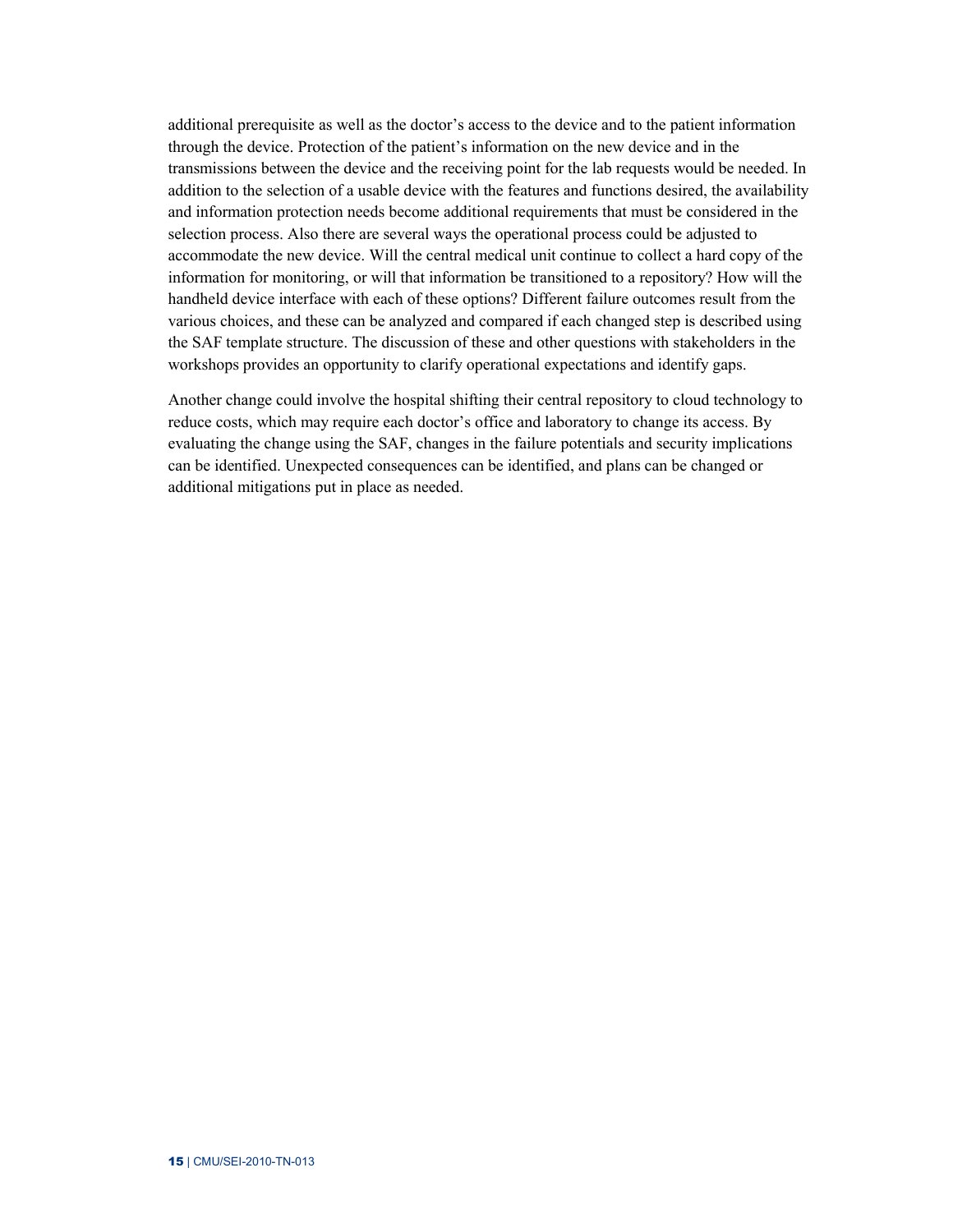additional prerequisite as well as the doctor's access to the device and to the patient information through the device. Protection of the patient's information on the new device and in the transmissions between the device and the receiving point for the lab requests would be needed. In addition to the selection of a usable device with the features and functions desired, the availability and information protection needs become additional requirements that must be considered in the selection process. Also there are several ways the operational process could be adjusted to accommodate the new device. Will the central medical unit continue to collect a hard copy of the information for monitoring, or will that information be transitioned to a repository? How will the handheld device interface with each of these options? Different failure outcomes result from the various choices, and these can be analyzed and compared if each changed step is described using the SAF template structure. The discussion of these and other questions with stakeholders in the workshops provides an opportunity to clarify operational expectations and identify gaps.

Another change could involve the hospital shifting their central repository to cloud technology to reduce costs, which may require each doctor's office and laboratory to change its access. By evaluating the change using the SAF, changes in the failure potentials and security implications can be identified. Unexpected consequences can be identified, and plans can be changed or additional mitigations put in place as needed.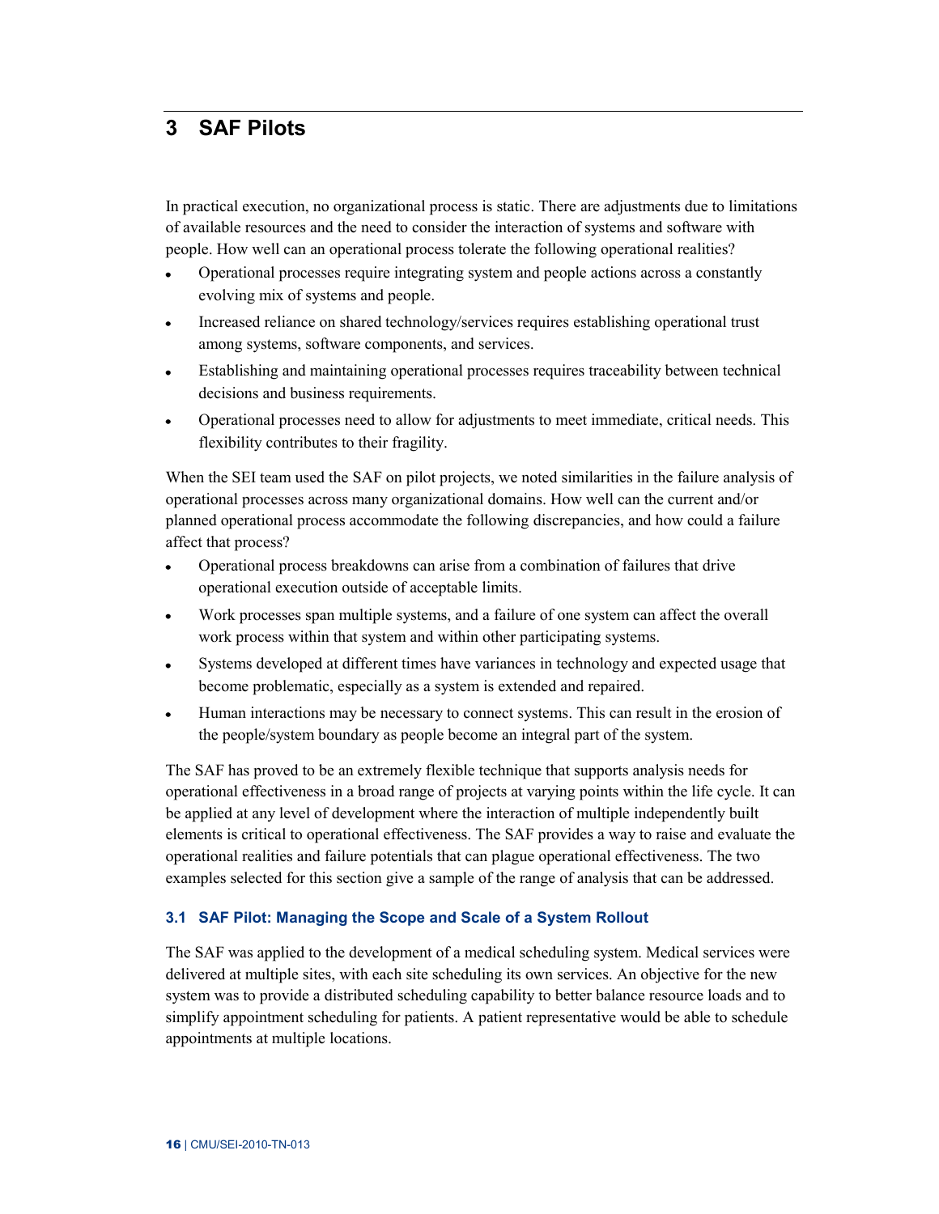# 3 SAF Pilots

In practical execution, no organizational process is static. There are adjustments due to limitations of available resources and the need to consider the interaction of systems and software with people. How well can an operational process tolerate the following operational realities?

- Operational processes require integrating system and people actions across a constantly evolving mix of systems and people.
- Increased reliance on shared technology/services requires establishing operational trust among systems, software components, and services.
- Establishing and maintaining operational processes requires traceability between technical decisions and business requirements.
- Operational processes need to allow for adjustments to meet immediate, critical needs. This flexibility contributes to their fragility.

When the SEI team used the SAF on pilot projects, we noted similarities in the failure analysis of operational processes across many organizational domains. How well can the current and/or planned operational process accommodate the following discrepancies, and how could a failure affect that process?

- Operational process breakdowns can arise from a combination of failures that drive operational execution outside of acceptable limits.
- Work processes span multiple systems, and a failure of one system can affect the overall work process within that system and within other participating systems.
- Systems developed at different times have variances in technology and expected usage that become problematic, especially as a system is extended and repaired.
- Human interactions may be necessary to connect systems. This can result in the erosion of the people/system boundary as people become an integral part of the system.

The SAF has proved to be an extremely flexible technique that supports analysis needs for operational effectiveness in a broad range of projects at varying points within the life cycle. It can be applied at any level of development where the interaction of multiple independently built elements is critical to operational effectiveness. The SAF provides a way to raise and evaluate the operational realities and failure potentials that can plague operational effectiveness. The two examples selected for this section give a sample of the range of analysis that can be addressed.

## 3.1 SAF Pilot: Managing the Scope and Scale of a System Rollout

The SAF was applied to the development of a medical scheduling system. Medical services were delivered at multiple sites, with each site scheduling its own services. An objective for the new system was to provide a distributed scheduling capability to better balance resource loads and to simplify appointment scheduling for patients. A patient representative would be able to schedule appointments at multiple locations.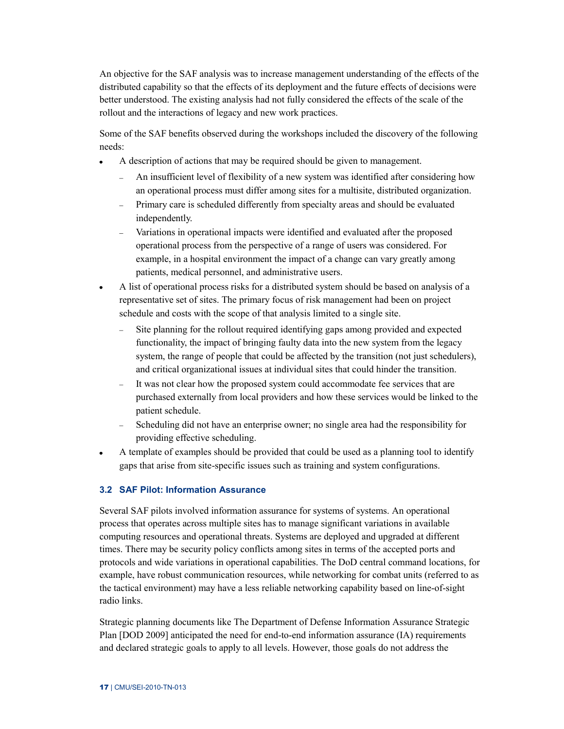An objective for the SAF analysis was to increase management understanding of the effects of the distributed capability so that the effects of its deployment and the future effects of decisions were better understood. The existing analysis had not fully considered the effects of the scale of the rollout and the interactions of legacy and new work practices.

Some of the SAF benefits observed during the workshops included the discovery of the following needs:

- A description of actions that may be required should be given to management.
  - An insufficient level of flexibility of a new system was identified after considering how an operational process must differ among sites for a multisite, distributed organization.
  - Primary care is scheduled differently from specialty areas and should be evaluated independently.
  - Variations in operational impacts were identified and evaluated after the proposed operational process from the perspective of a range of users was considered. For example, in a hospital environment the impact of a change can vary greatly among patients, medical personnel, and administrative users.
- A list of operational process risks for a distributed system should be based on analysis of a representative set of sites. The primary focus of risk management had been on project schedule and costs with the scope of that analysis limited to a single site.
  - Site planning for the rollout required identifying gaps among provided and expected functionality, the impact of bringing faulty data into the new system from the legacy system, the range of people that could be affected by the transition (not just schedulers), and critical organizational issues at individual sites that could hinder the transition.
  - It was not clear how the proposed system could accommodate fee services that are purchased externally from local providers and how these services would be linked to the patient schedule.
  - Scheduling did not have an enterprise owner; no single area had the responsibility for providing effective scheduling.
- A template of examples should be provided that could be used as a planning tool to identify gaps that arise from site-specific issues such as training and system configurations.

### 3.2 SAF Pilot: Information Assurance

Several SAF pilots involved information assurance for systems of systems. An operational process that operates across multiple sites has to manage significant variations in available computing resources and operational threats. Systems are deployed and upgraded at different times. There may be security policy conflicts among sites in terms of the accepted ports and protocols and wide variations in operational capabilities. The DoD central command locations, for example, have robust communication resources, while networking for combat units (referred to as the tactical environment) may have a less reliable networking capability based on line-of-sight radio links.

Strategic planning documents like The Department of Defense Information Assurance Strategic Plan [DOD 2009] anticipated the need for end-to-end information assurance (IA) requirements and declared strategic goals to apply to all levels. However, those goals do not address the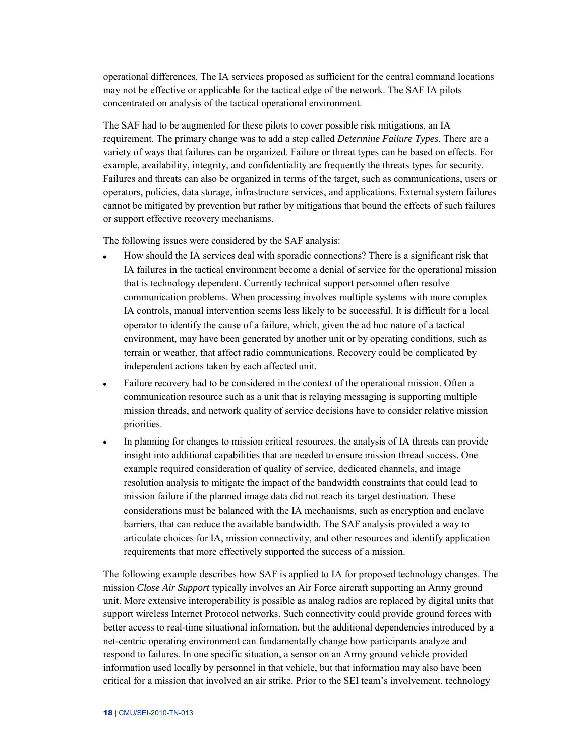operational differences. The IA services proposed as sufficient for the central command locations may not be effective or applicable for the tactical edge of the network. The SAF IA pilots concentrated on analysis of the tactical operational environment.

The SAF had to be augmented for these pilots to cover possible risk mitigations, an IA requirement. The primary change was to add a step called *Determine Failure Types*. There are a variety of ways that failures can be organized. Failure or threat types can be based on effects. For example, availability, integrity, and confidentiality are frequently the threats types for security. Failures and threats can also be organized in terms of the target, such as communications, users or operators, policies, data storage, infrastructure services, and applications. External system failures cannot be mitigated by prevention but rather by mitigations that bound the effects of such failures or support effective recovery mechanisms.

The following issues were considered by the SAF analysis:

- How should the IA services deal with sporadic connections? There is a significant risk that IA failures in the tactical environment become a denial of service for the operational mission that is technology dependent. Currently technical support personnel often resolve communication problems. When processing involves multiple systems with more complex IA controls, manual intervention seems less likely to be successful. It is difficult for a local operator to identify the cause of a failure, which, given the ad hoc nature of a tactical environment, may have been generated by another unit or by operating conditions, such as terrain or weather, that affect radio communications. Recovery could be complicated by independent actions taken by each affected unit.
- Failure recovery had to be considered in the context of the operational mission. Often a communication resource such as a unit that is relaying messaging is supporting multiple mission threads, and network quality of service decisions have to consider relative mission priorities.
- In planning for changes to mission critical resources, the analysis of IA threats can provide insight into additional capabilities that are needed to ensure mission thread success. One example required consideration of quality of service, dedicated channels, and image resolution analysis to mitigate the impact of the bandwidth constraints that could lead to mission failure if the planned image data did not reach its target destination. These considerations must be balanced with the IA mechanisms, such as encryption and enclave barriers, that can reduce the available bandwidth. The SAF analysis provided a way to articulate choices for IA, mission connectivity, and other resources and identify application requirements that more effectively supported the success of a mission.

The following example describes how SAF is applied to IA for proposed technology changes. The mission *Close Air Support* typically involves an Air Force aircraft supporting an Army ground unit. More extensive interoperability is possible as analog radios are replaced by digital units that support wireless Internet Protocol networks. Such connectivity could provide ground forces with better access to real-time situational information, but the additional dependencies introduced by a net-centric operating environment can fundamentally change how participants analyze and respond to failures. In one specific situation, a sensor on an Army ground vehicle provided information used locally by personnel in that vehicle, but that information may also have been critical for a mission that involved an air strike. Prior to the SEI team's involvement, technology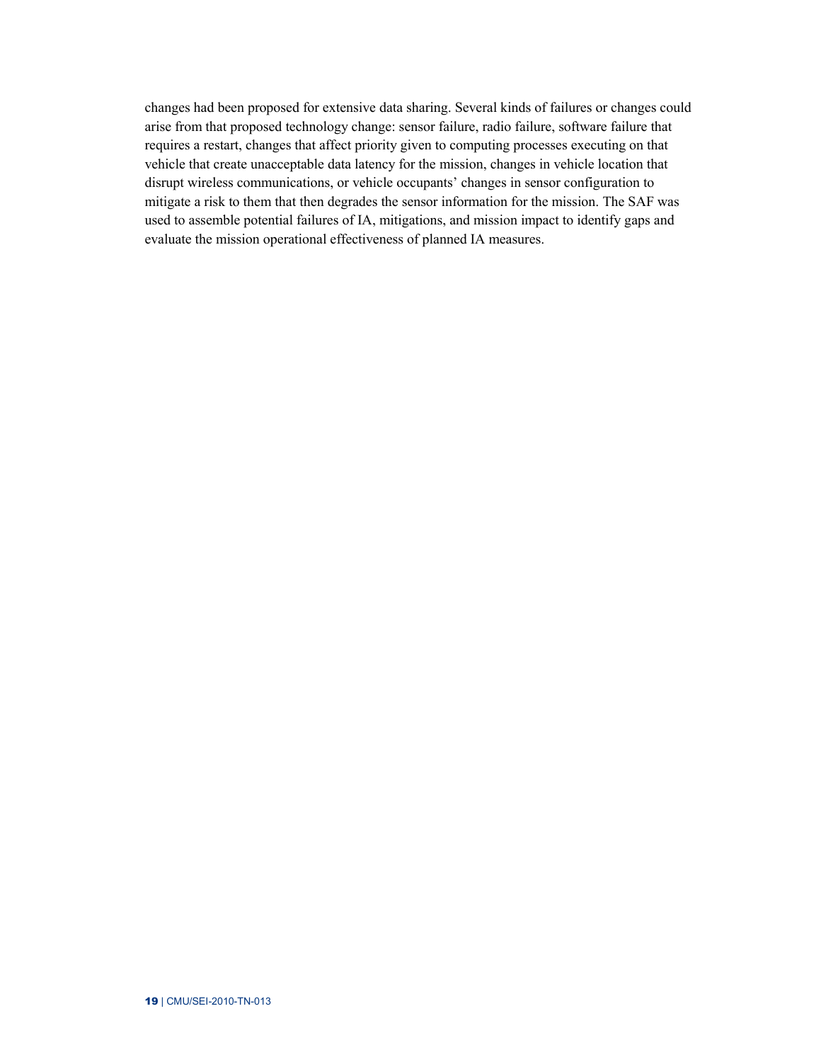changes had been proposed for extensive data sharing. Several kinds of failures or changes could arise from that proposed technology change: sensor failure, radio failure, software failure that requires a restart, changes that affect priority given to computing processes executing on that vehicle that create unacceptable data latency for the mission, changes in vehicle location that disrupt wireless communications, or vehicle occupants' changes in sensor configuration to mitigate a risk to them that then degrades the sensor information for the mission. The SAF was used to assemble potential failures of IA, mitigations, and mission impact to identify gaps and evaluate the mission operational effectiveness of planned IA measures.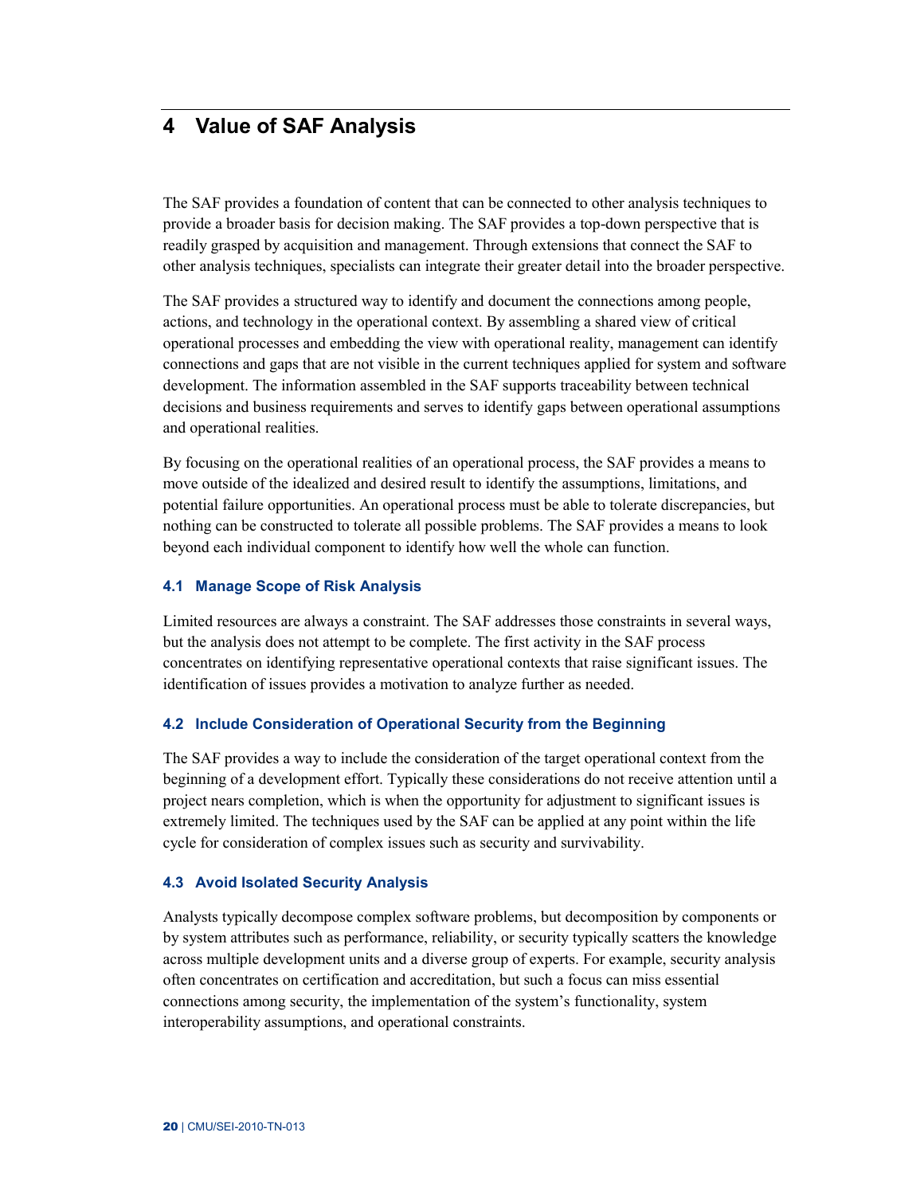# 4 Value of SAF Analysis

The SAF provides a foundation of content that can be connected to other analysis techniques to provide a broader basis for decision making. The SAF provides a top-down perspective that is readily grasped by acquisition and management. Through extensions that connect the SAF to other analysis techniques, specialists can integrate their greater detail into the broader perspective.

The SAF provides a structured way to identify and document the connections among people, actions, and technology in the operational context. By assembling a shared view of critical operational processes and embedding the view with operational reality, management can identify connections and gaps that are not visible in the current techniques applied for system and software development. The information assembled in the SAF supports traceability between technical decisions and business requirements and serves to identify gaps between operational assumptions and operational realities.

By focusing on the operational realities of an operational process, the SAF provides a means to move outside of the idealized and desired result to identify the assumptions, limitations, and potential failure opportunities. An operational process must be able to tolerate discrepancies, but nothing can be constructed to tolerate all possible problems. The SAF provides a means to look beyond each individual component to identify how well the whole can function.

## 4.1 Manage Scope of Risk Analysis

Limited resources are always a constraint. The SAF addresses those constraints in several ways, but the analysis does not attempt to be complete. The first activity in the SAF process concentrates on identifying representative operational contexts that raise significant issues. The identification of issues provides a motivation to analyze further as needed.

## 4.2 Include Consideration of Operational Security from the Beginning

The SAF provides a way to include the consideration of the target operational context from the beginning of a development effort. Typically these considerations do not receive attention until a project nears completion, which is when the opportunity for adjustment to significant issues is extremely limited. The techniques used by the SAF can be applied at any point within the life cycle for consideration of complex issues such as security and survivability.

## 4.3 Avoid Isolated Security Analysis

Analysts typically decompose complex software problems, but decomposition by components or by system attributes such as performance, reliability, or security typically scatters the knowledge across multiple development units and a diverse group of experts. For example, security analysis often concentrates on certification and accreditation, but such a focus can miss essential connections among security, the implementation of the system's functionality, system interoperability assumptions, and operational constraints.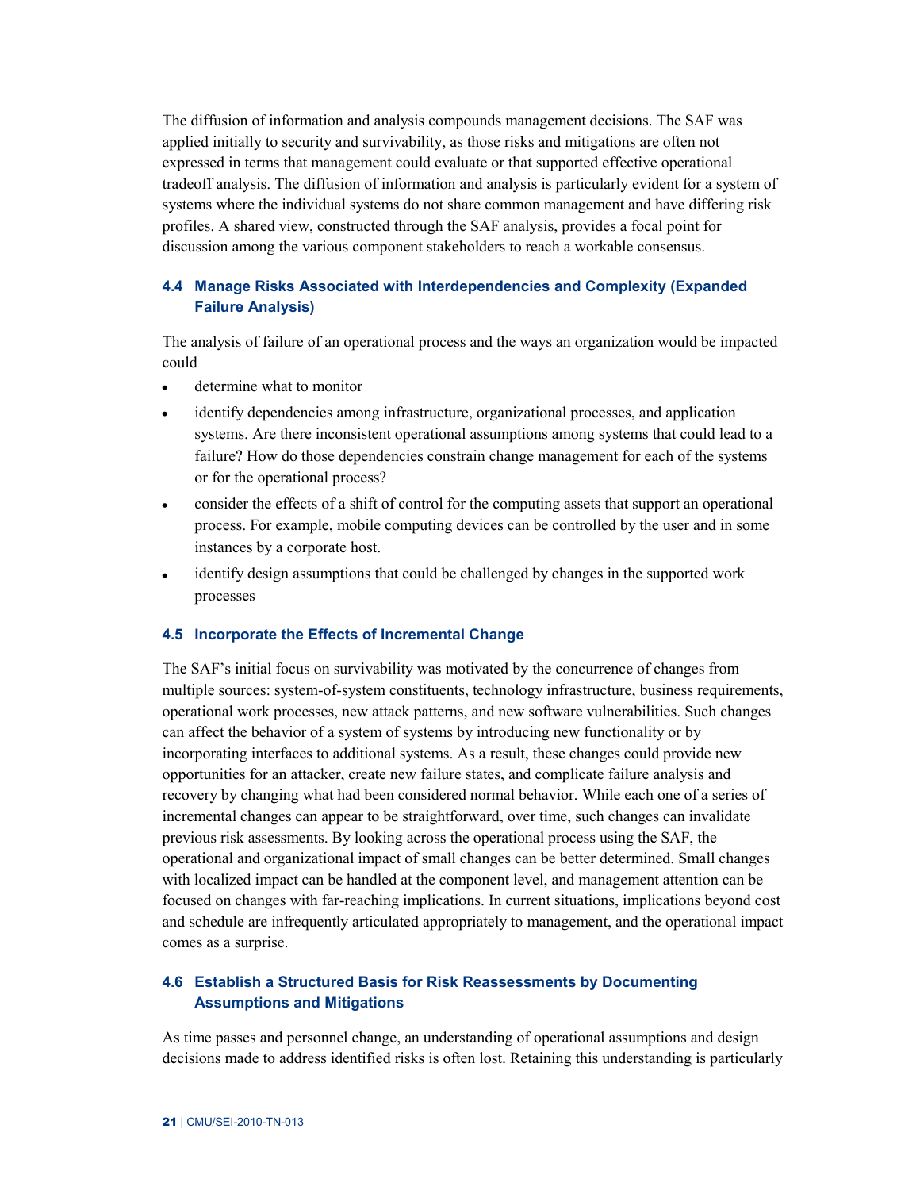The diffusion of information and analysis compounds management decisions. The SAF was applied initially to security and survivability, as those risks and mitigations are often not expressed in terms that management could evaluate or that supported effective operational tradeoff analysis. The diffusion of information and analysis is particularly evident for a system of systems where the individual systems do not share common management and have differing risk profiles. A shared view, constructed through the SAF analysis, provides a focal point for discussion among the various component stakeholders to reach a workable consensus.

### 4.4 Manage Risks Associated with Interdependencies and Complexity (Expanded Failure Analysis)

The analysis of failure of an operational process and the ways an organization would be impacted could

- determine what to monitor
- identify dependencies among infrastructure, organizational processes, and application systems. Are there inconsistent operational assumptions among systems that could lead to a failure? How do those dependencies constrain change management for each of the systems or for the operational process?
- consider the effects of a shift of control for the computing assets that support an operational process. For example, mobile computing devices can be controlled by the user and in some instances by a corporate host.
- identify design assumptions that could be challenged by changes in the supported work processes

### 4.5 Incorporate the Effects of Incremental Change

The SAF's initial focus on survivability was motivated by the concurrence of changes from multiple sources: system-of-system constituents, technology infrastructure, business requirements, operational work processes, new attack patterns, and new software vulnerabilities. Such changes can affect the behavior of a system of systems by introducing new functionality or by incorporating interfaces to additional systems. As a result, these changes could provide new opportunities for an attacker, create new failure states, and complicate failure analysis and recovery by changing what had been considered normal behavior. While each one of a series of incremental changes can appear to be straightforward, over time, such changes can invalidate previous risk assessments. By looking across the operational process using the SAF, the operational and organizational impact of small changes can be better determined. Small changes with localized impact can be handled at the component level, and management attention can be focused on changes with far-reaching implications. In current situations, implications beyond cost and schedule are infrequently articulated appropriately to management, and the operational impact comes as a surprise.

### 4.6 Establish a Structured Basis for Risk Reassessments by Documenting Assumptions and Mitigations

As time passes and personnel change, an understanding of operational assumptions and design decisions made to address identified risks is often lost. Retaining this understanding is particularly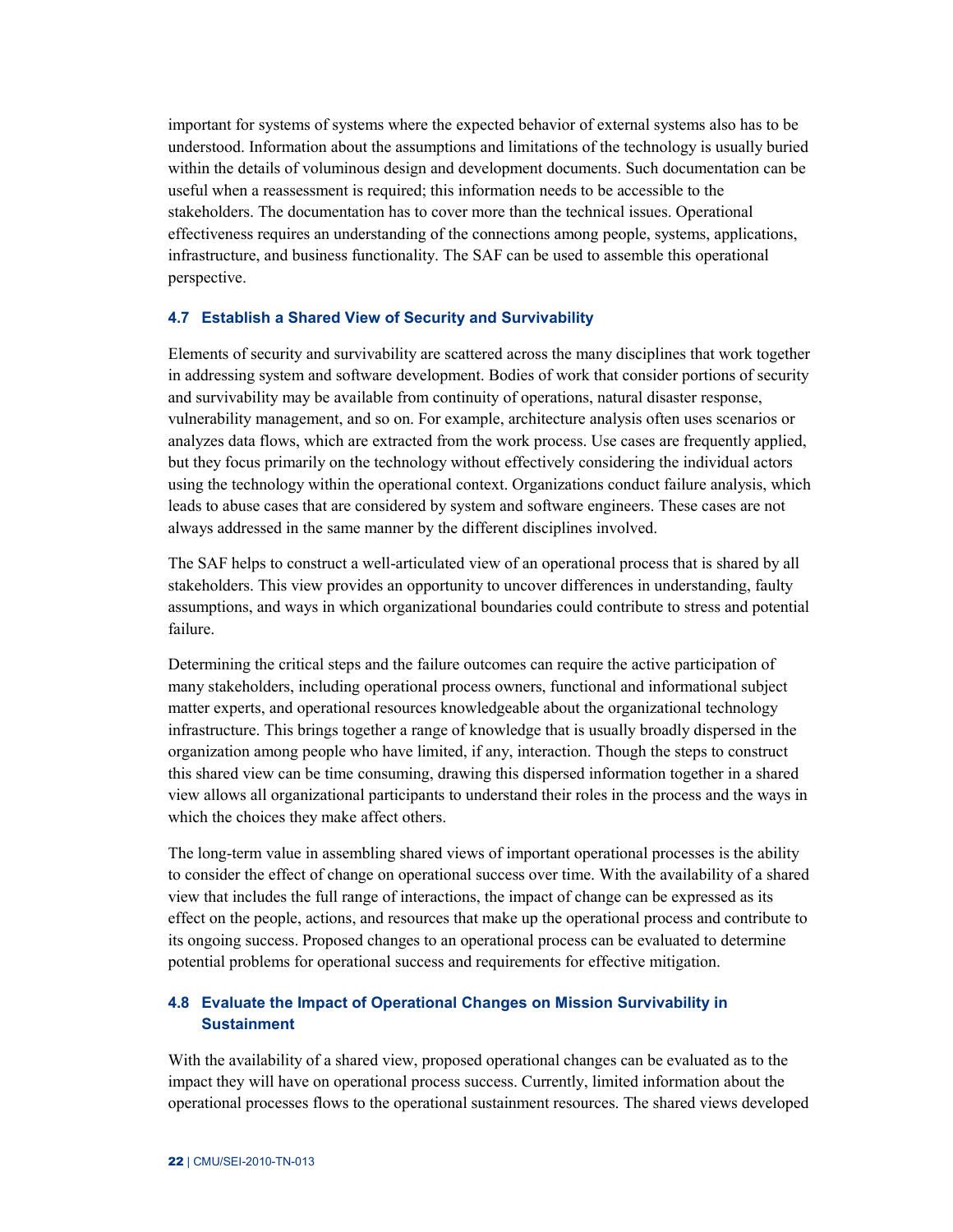important for systems of systems where the expected behavior of external systems also has to be understood. Information about the assumptions and limitations of the technology is usually buried within the details of voluminous design and development documents. Such documentation can be useful when a reassessment is required; this information needs to be accessible to the stakeholders. The documentation has to cover more than the technical issues. Operational effectiveness requires an understanding of the connections among people, systems, applications, infrastructure, and business functionality. The SAF can be used to assemble this operational perspective.

### 4.7 Establish a Shared View of Security and Survivability

Elements of security and survivability are scattered across the many disciplines that work together in addressing system and software development. Bodies of work that consider portions of security and survivability may be available from continuity of operations, natural disaster response, vulnerability management, and so on. For example, architecture analysis often uses scenarios or analyzes data flows, which are extracted from the work process. Use cases are frequently applied, but they focus primarily on the technology without effectively considering the individual actors using the technology within the operational context. Organizations conduct failure analysis, which leads to abuse cases that are considered by system and software engineers. These cases are not always addressed in the same manner by the different disciplines involved.

The SAF helps to construct a well-articulated view of an operational process that is shared by all stakeholders. This view provides an opportunity to uncover differences in understanding, faulty assumptions, and ways in which organizational boundaries could contribute to stress and potential failure.

Determining the critical steps and the failure outcomes can require the active participation of many stakeholders, including operational process owners, functional and informational subject matter experts, and operational resources knowledgeable about the organizational technology infrastructure. This brings together a range of knowledge that is usually broadly dispersed in the organization among people who have limited, if any, interaction. Though the steps to construct this shared view can be time consuming, drawing this dispersed information together in a shared view allows all organizational participants to understand their roles in the process and the ways in which the choices they make affect others.

The long-term value in assembling shared views of important operational processes is the ability to consider the effect of change on operational success over time. With the availability of a shared view that includes the full range of interactions, the impact of change can be expressed as its effect on the people, actions, and resources that make up the operational process and contribute to its ongoing success. Proposed changes to an operational process can be evaluated to determine potential problems for operational success and requirements for effective mitigation.

### 4.8 Evaluate the Impact of Operational Changes on Mission Survivability in Sustainment

With the availability of a shared view, proposed operational changes can be evaluated as to the impact they will have on operational process success. Currently, limited information about the operational processes flows to the operational sustainment resources. The shared views developed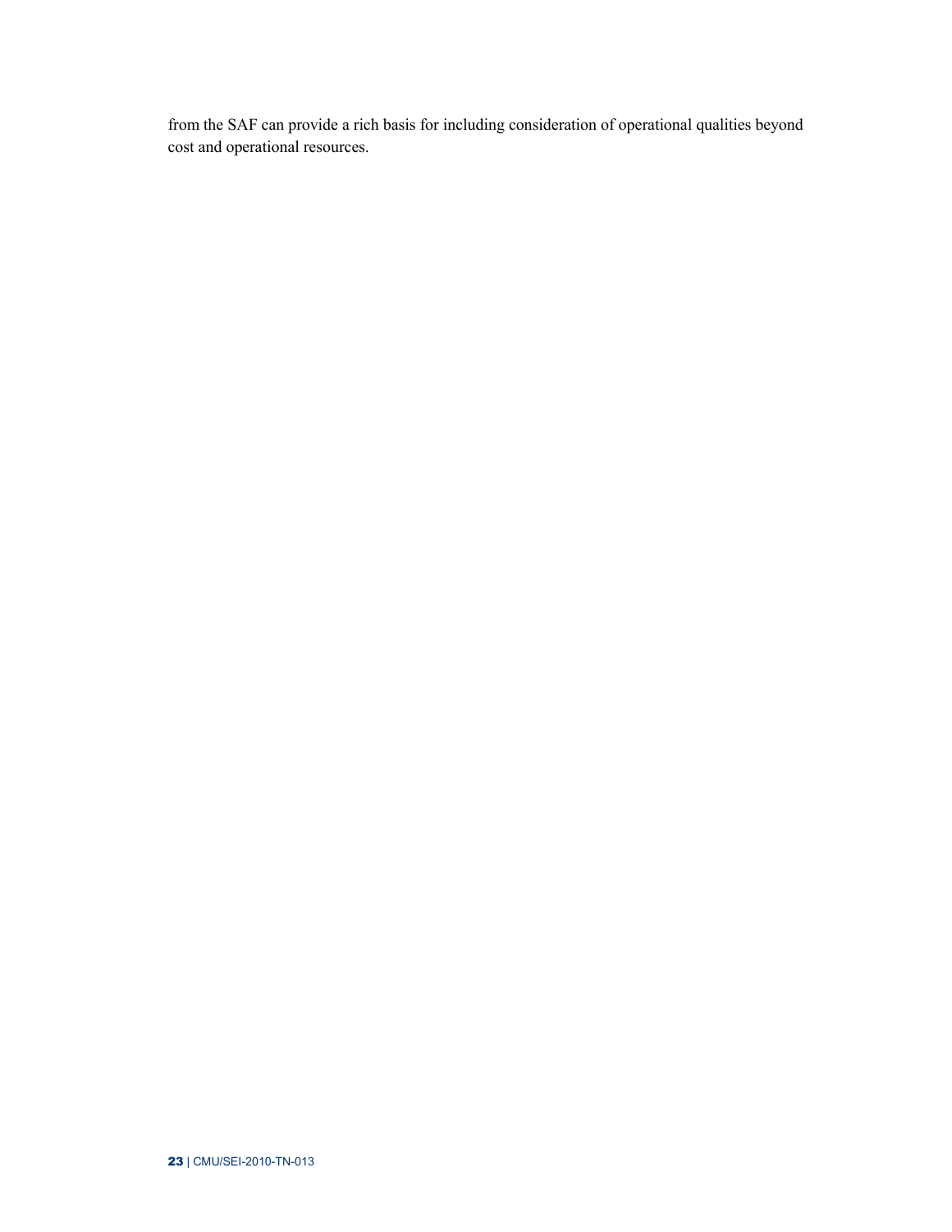from the SAF can provide a rich basis for including consideration of operational qualities beyond cost and operational resources.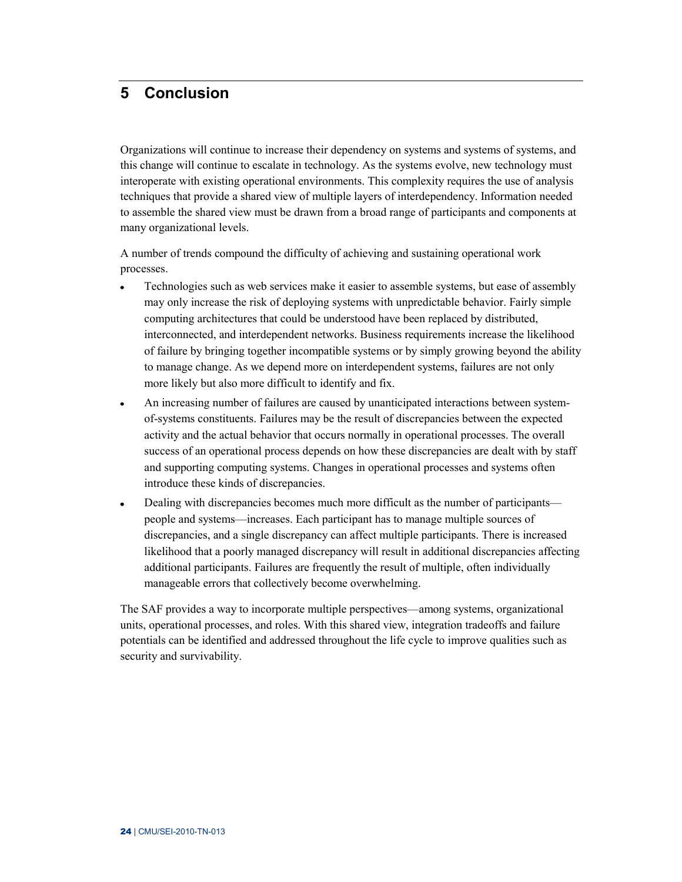# 5 Conclusion

Organizations will continue to increase their dependency on systems and systems of systems, and this change will continue to escalate in technology. As the systems evolve, new technology must interoperate with existing operational environments. This complexity requires the use of analysis techniques that provide a shared view of multiple layers of interdependency. Information needed to assemble the shared view must be drawn from a broad range of participants and components at many organizational levels.

A number of trends compound the difficulty of achieving and sustaining operational work processes.

- Technologies such as web services make it easier to assemble systems, but ease of assembly may only increase the risk of deploying systems with unpredictable behavior. Fairly simple computing architectures that could be understood have been replaced by distributed, interconnected, and interdependent networks. Business requirements increase the likelihood of failure by bringing together incompatible systems or by simply growing beyond the ability to manage change. As we depend more on interdependent systems, failures are not only more likely but also more difficult to identify and fix.
- An increasing number of failures are caused by unanticipated interactions between system-of-systems constituents. Failures may be the result of discrepancies between the expected activity and the actual behavior that occurs normally in operational processes. The overall success of an operational process depends on how these discrepancies are dealt with by staff and supporting computing systems. Changes in operational processes and systems often introduce these kinds of discrepancies.
- Dealing with discrepancies becomes much more difficult as the number of participants—people and systems—increases. Each participant has to manage multiple sources of discrepancies, and a single discrepancy can affect multiple participants. There is increased likelihood that a poorly managed discrepancy will result in additional discrepancies affecting additional participants. Failures are frequently the result of multiple, often individually manageable errors that collectively become overwhelming.

The SAF provides a way to incorporate multiple perspectives—among systems, organizational units, operational processes, and roles. With this shared view, integration tradeoffs and failure potentials can be identified and addressed throughout the life cycle to improve qualities such as security and survivability.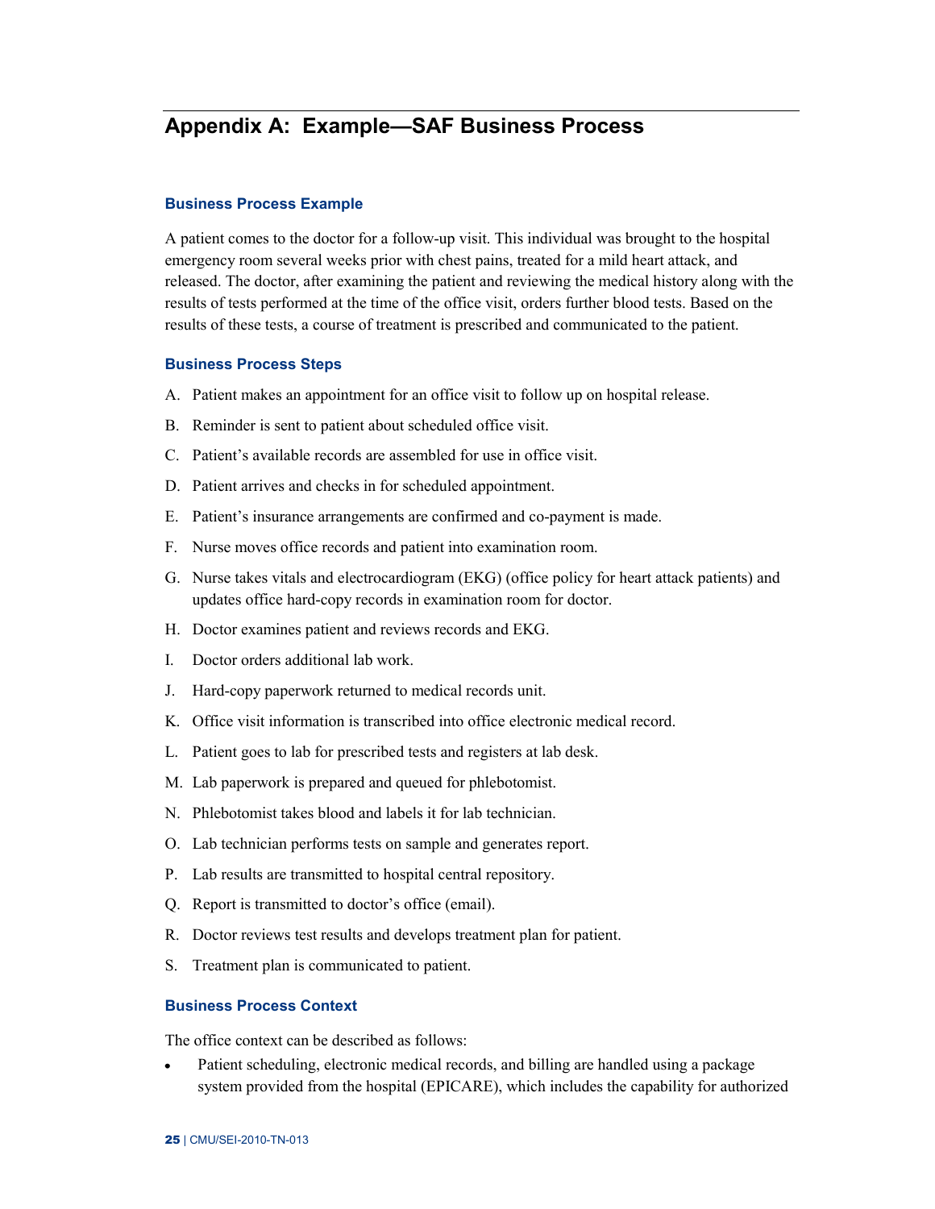# Appendix A: Example—SAF Business Process

### Business Process Example

A patient comes to the doctor for a follow-up visit. This individual was brought to the hospital emergency room several weeks prior with chest pains, treated for a mild heart attack, and released. The doctor, after examining the patient and reviewing the medical history along with the results of tests performed at the time of the office visit, orders further blood tests. Based on the results of these tests, a course of treatment is prescribed and communicated to the patient.

### Business Process Steps

A. Patient makes an appointment for an office visit to follow up on hospital release.

B. Reminder is sent to patient about scheduled office visit.

C. Patient's available records are assembled for use in office visit.

D. Patient arrives and checks in for scheduled appointment.

E. Patient's insurance arrangements are confirmed and co-payment is made.

F. Nurse moves office records and patient into examination room.

G. Nurse takes vitals and electrocardiogram (EKG) (office policy for heart attack patients) and updates office hard-copy records in examination room for doctor.

H. Doctor examines patient and reviews records and EKG.

I. Doctor orders additional lab work.

J. Hard-copy paperwork returned to medical records unit.

K. Office visit information is transcribed into office electronic medical record.

L. Patient goes to lab for prescribed tests and registers at lab desk.

M. Lab paperwork is prepared and queued for phlebotomist.

N. Phlebotomist takes blood and labels it for lab technician.

O. Lab technician performs tests on sample and generates report.

P. Lab results are transmitted to hospital central repository.

Q. Report is transmitted to doctor's office (email).

R. Doctor reviews test results and develops treatment plan for patient.

S. Treatment plan is communicated to patient.

### Business Process Context

The office context can be described as follows:

- Patient scheduling, electronic medical records, and billing are handled using a package system provided from the hospital (EPICARE), which includes the capability for authorized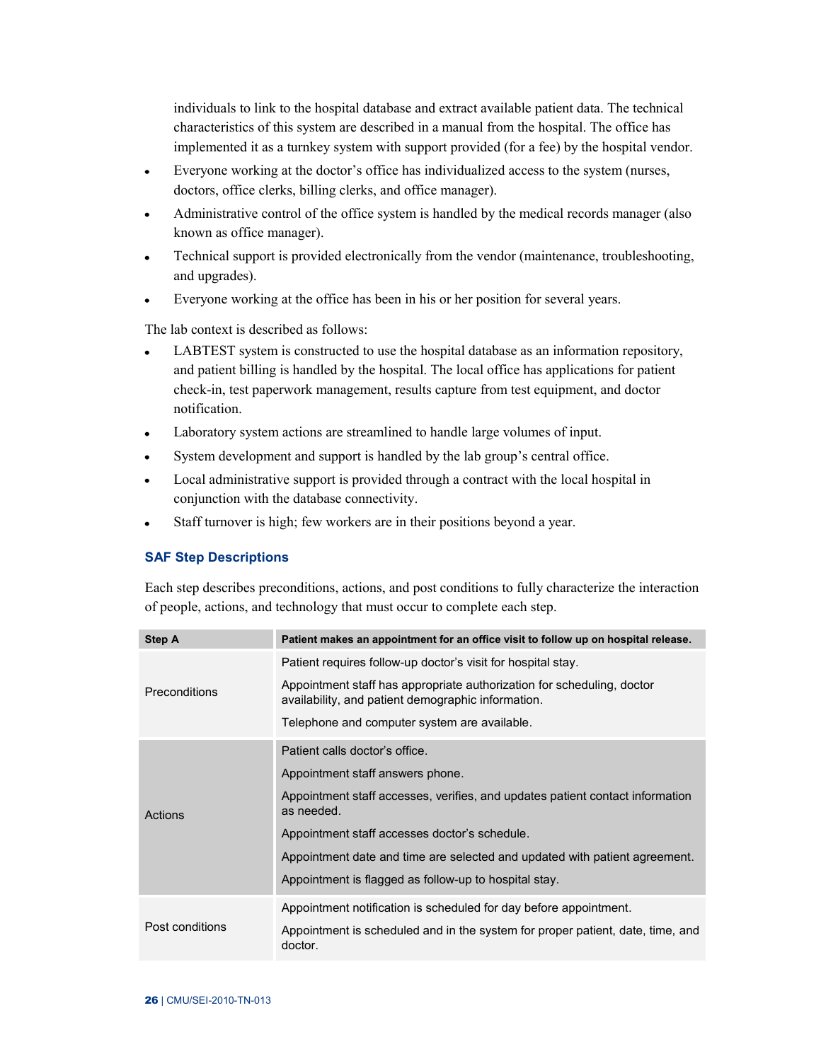individuals to link to the hospital database and extract available patient data. The technical characteristics of this system are described in a manual from the hospital. The office has implemented it as a turnkey system with support provided (for a fee) by the hospital vendor.

- Everyone working at the doctor's office has individualized access to the system (nurses, doctors, office clerks, billing clerks, and office manager).
- Administrative control of the office system is handled by the medical records manager (also known as office manager).
- Technical support is provided electronically from the vendor (maintenance, troubleshooting, and upgrades).
- Everyone working at the office has been in his or her position for several years.

The lab context is described as follows:

- LABTEST system is constructed to use the hospital database as an information repository, and patient billing is handled by the hospital. The local office has applications for patient check-in, test paperwork management, results capture from test equipment, and doctor notification.
- Laboratory system actions are streamlined to handle large volumes of input.
- System development and support is handled by the lab group's central office.
- Local administrative support is provided through a contract with the local hospital in conjunction with the database connectivity.
- Staff turnover is high; few workers are in their positions beyond a year.

### SAF Step Descriptions

Each step describes preconditions, actions, and post conditions to fully characterize the interaction of people, actions, and technology that must occur to complete each step.

| Step A | Patient makes an appointment for an office visit to follow up on hospital release. |
|---|---|
| Preconditions | Patient requires follow-up doctor's visit for hospital stay.<br>Appointment staff has appropriate authorization for scheduling, doctor availability, and patient demographic information.<br>Telephone and computer system are available. |
| Actions | Patient calls doctor's office.<br>Appointment staff answers phone.<br>Appointment staff accesses, verifies, and updates patient contact information as needed.<br>Appointment staff accesses doctor's schedule.<br>Appointment date and time are selected and updated with patient agreement.<br>Appointment is flagged as follow-up to hospital stay. |
| Post conditions | Appointment notification is scheduled for day before appointment.<br>Appointment is scheduled and in the system for proper patient, date, time, and doctor. |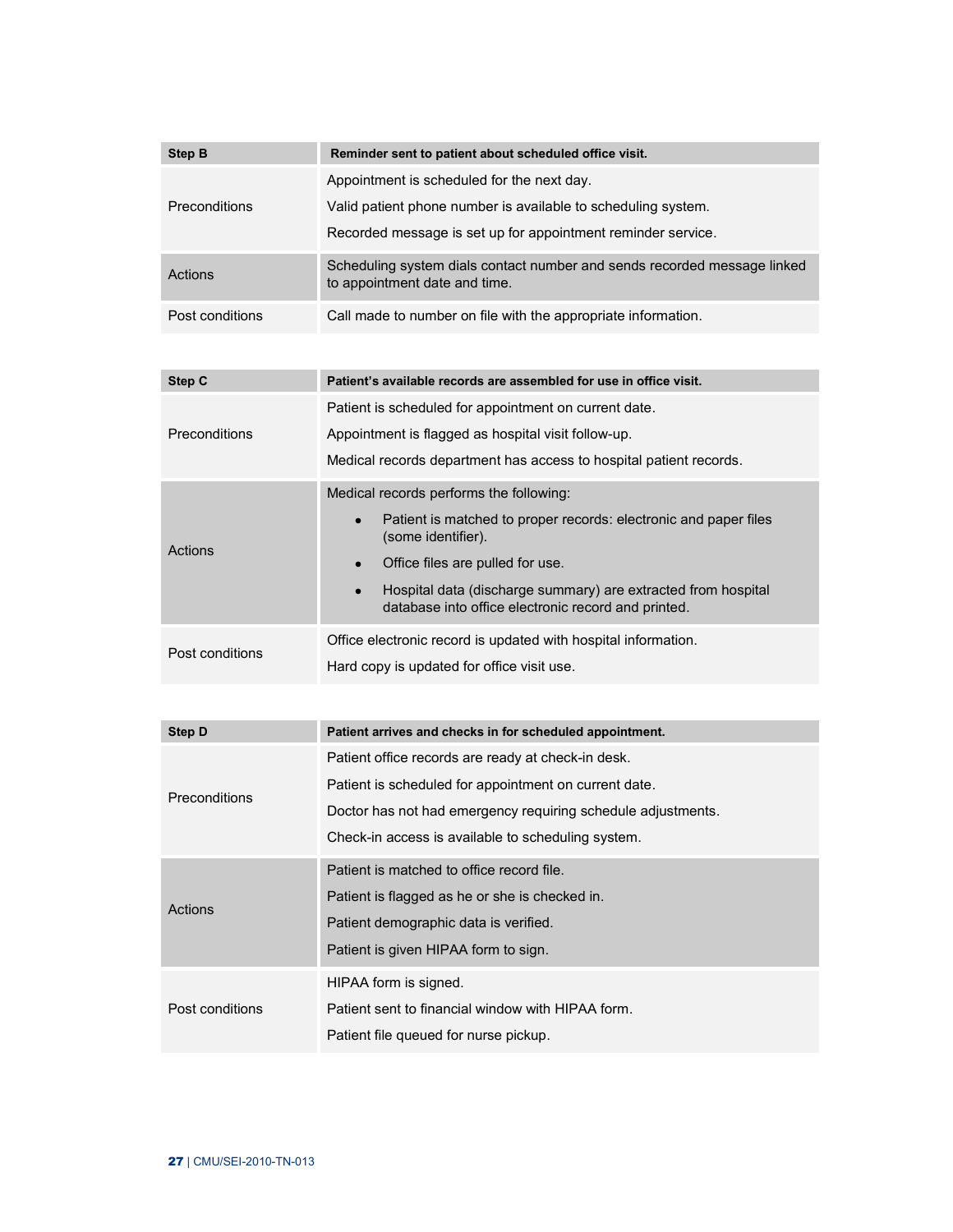| Step B | Reminder sent to patient about scheduled office visit. |
|---|---|
| Preconditions | Appointment is scheduled for the next day.<br>Valid patient phone number is available to scheduling system.<br>Recorded message is set up for appointment reminder service. |
| Actions | Scheduling system dials contact number and sends recorded message linked to appointment date and time. |
| Post conditions | Call made to number on file with the appropriate information. |

| Step C | Patient's available records are assembled for use in office visit. |
|---|---|
| Preconditions | Patient is scheduled for appointment on current date.<br>Appointment is flagged as hospital visit follow-up.<br>Medical records department has access to hospital patient records. |
| Actions | Medical records performs the following:<br>• Patient is matched to proper records: electronic and paper files (some identifier).<br>• Office files are pulled for use.<br>• Hospital data (discharge summary) are extracted from hospital database into office electronic record and printed. |
| Post conditions | Office electronic record is updated with hospital information.<br>Hard copy is updated for office visit use. |

| Step D | Patient arrives and checks in for scheduled appointment. |
|---|---|
| Preconditions | Patient office records are ready at check-in desk.<br>Patient is scheduled for appointment on current date.<br>Doctor has not had emergency requiring schedule adjustments.<br>Check-in access is available to scheduling system. |
| Actions | Patient is matched to office record file.<br>Patient is flagged as he or she is checked in.<br>Patient demographic data is verified.<br>Patient is given HIPAA form to sign. |
| Post conditions | HIPAA form is signed.<br>Patient sent to financial window with HIPAA form.<br>Patient file queued for nurse pickup. |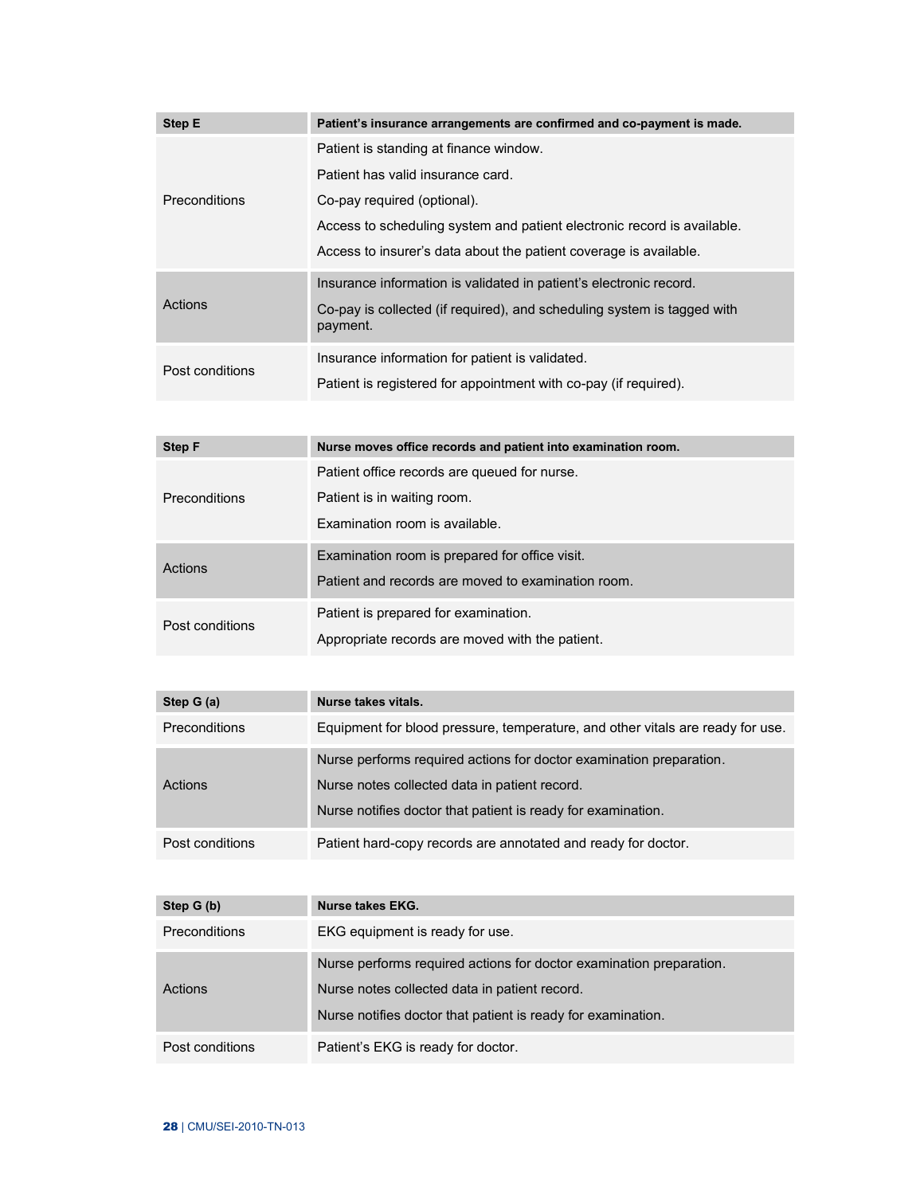| Step E | Patient's insurance arrangements are confirmed and co-payment is made. |
| --- | --- |
| Preconditions | Patient is standing at finance window.<br>Patient has valid insurance card.<br>Co-pay required (optional).<br>Access to scheduling system and patient electronic record is available.<br>Access to insurer's data about the patient coverage is available. |
| Actions | Insurance information is validated in patient's electronic record.<br>Co-pay is collected (if required), and scheduling system is tagged with payment. |
| Post conditions | Insurance information for patient is validated.<br>Patient is registered for appointment with co-pay (if required). |

| Step F | Nurse moves office records and patient into examination room. |
| --- | --- |
| Preconditions | Patient office records are queued for nurse.<br>Patient is in waiting room.<br>Examination room is available. |
| Actions | Examination room is prepared for office visit.<br>Patient and records are moved to examination room. |
| Post conditions | Patient is prepared for examination.<br>Appropriate records are moved with the patient. |

| Step G (a) | Nurse takes vitals. |
| --- | --- |
| Preconditions | Equipment for blood pressure, temperature, and other vitals are ready for use. |
| Actions | Nurse performs required actions for doctor examination preparation.<br>Nurse notes collected data in patient record.<br>Nurse notifies doctor that patient is ready for examination. |
| Post conditions | Patient hard-copy records are annotated and ready for doctor. |

| Step G (b) | Nurse takes EKG. |
| --- | --- |
| Preconditions | EKG equipment is ready for use. |
| Actions | Nurse performs required actions for doctor examination preparation.<br>Nurse notes collected data in patient record.<br>Nurse notifies doctor that patient is ready for examination. |
| Post conditions | Patient's EKG is ready for doctor. |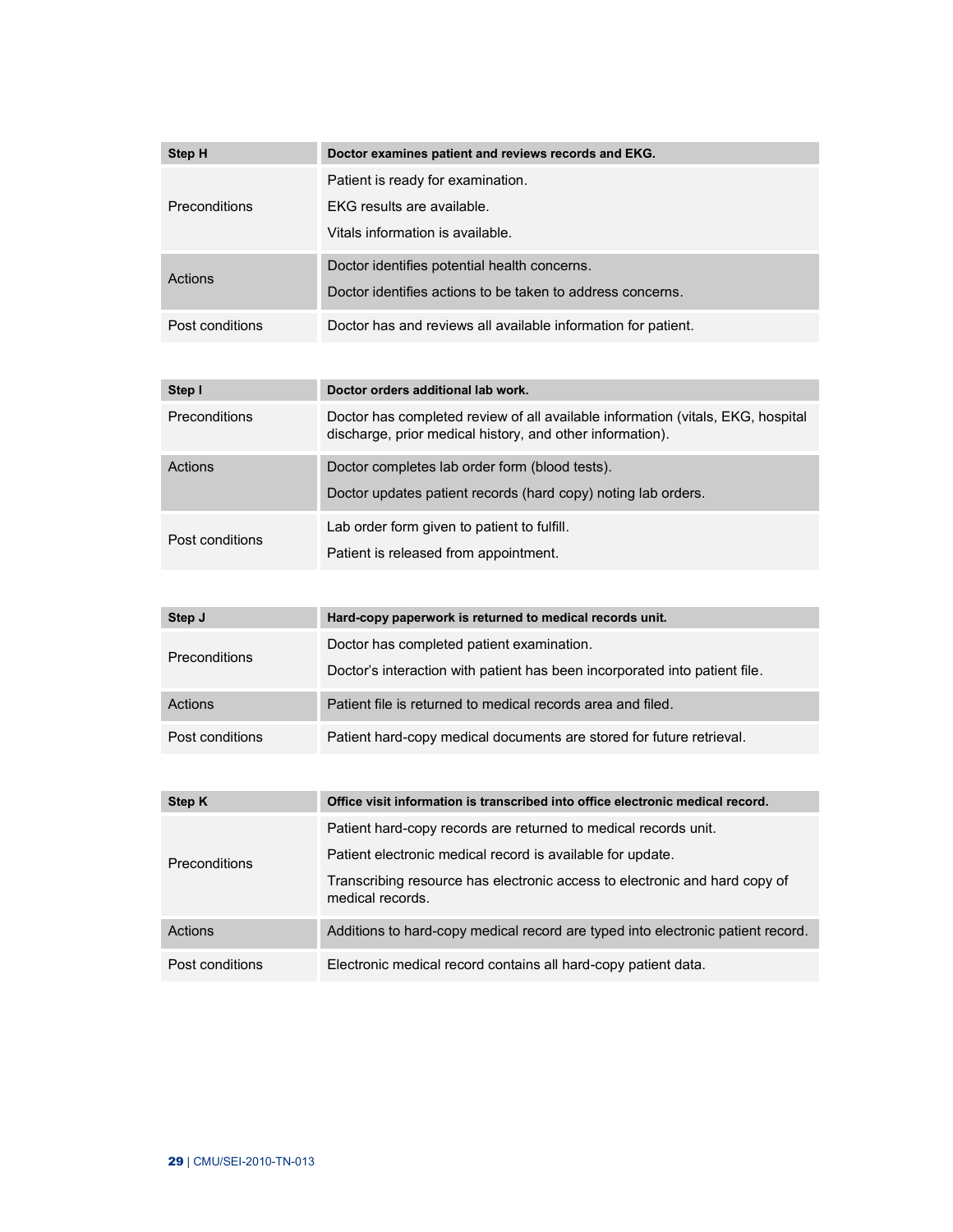| Step H | Doctor examines patient and reviews records and EKG. |
|---|---|
| Preconditions | Patient is ready for examination.<br>EKG results are available.<br>Vitals information is available. |
| Actions | Doctor identifies potential health concerns.<br>Doctor identifies actions to be taken to address concerns. |
| Post conditions | Doctor has and reviews all available information for patient. |

| Step I | Doctor orders additional lab work. |
|---|---|
| Preconditions | Doctor has completed review of all available information (vitals, EKG, hospital discharge, prior medical history, and other information). |
| Actions | Doctor completes lab order form (blood tests).<br>Doctor updates patient records (hard copy) noting lab orders. |
| Post conditions | Lab order form given to patient to fulfill.<br>Patient is released from appointment. |

| Step J | Hard-copy paperwork is returned to medical records unit. |
|---|---|
| Preconditions | Doctor has completed patient examination.<br>Doctor's interaction with patient has been incorporated into patient file. |
| Actions | Patient file is returned to medical records area and filed. |
| Post conditions | Patient hard-copy medical documents are stored for future retrieval. |

| Step K | Office visit information is transcribed into office electronic medical record. |
|---|---|
| Preconditions | Patient hard-copy records are returned to medical records unit.<br>Patient electronic medical record is available for update.<br>Transcribing resource has electronic access to electronic and hard copy of medical records. |
| Actions | Additions to hard-copy medical record are typed into electronic patient record. |
| Post conditions | Electronic medical record contains all hard-copy patient data. |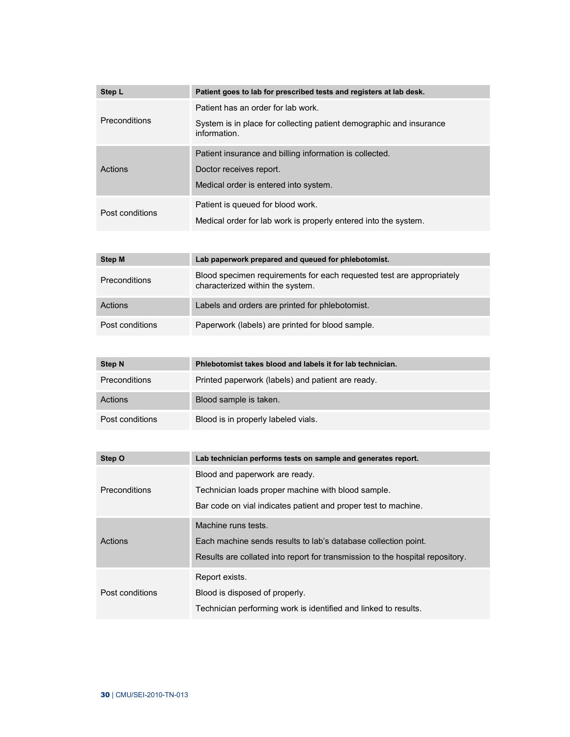| Step L | Patient goes to lab for prescribed tests and registers at lab desk. |
| --- | --- |
| Preconditions | Patient has an order for lab work.<br>System is in place for collecting patient demographic and insurance information. |
| Actions | Patient insurance and billing information is collected.<br>Doctor receives report.<br>Medical order is entered into system. |
| Post conditions | Patient is queued for blood work.<br>Medical order for lab work is properly entered into the system. |

| Step M | Lab paperwork prepared and queued for phlebotomist. |
| --- | --- |
| Preconditions | Blood specimen requirements for each requested test are appropriately characterized within the system. |
| Actions | Labels and orders are printed for phlebotomist. |
| Post conditions | Paperwork (labels) are printed for blood sample. |

| Step N | Phlebotomist takes blood and labels it for lab technician. |
| --- | --- |
| Preconditions | Printed paperwork (labels) and patient are ready. |
| Actions | Blood sample is taken. |
| Post conditions | Blood is in properly labeled vials. |

| Step O | Lab technician performs tests on sample and generates report. |
| --- | --- |
| Preconditions | Blood and paperwork are ready.<br>Technician loads proper machine with blood sample.<br>Bar code on vial indicates patient and proper test to machine. |
| Actions | Machine runs tests.<br>Each machine sends results to lab's database collection point.<br>Results are collated into report for transmission to the hospital repository. |
| Post conditions | Report exists.<br>Blood is disposed of properly.<br>Technician performing work is identified and linked to results. |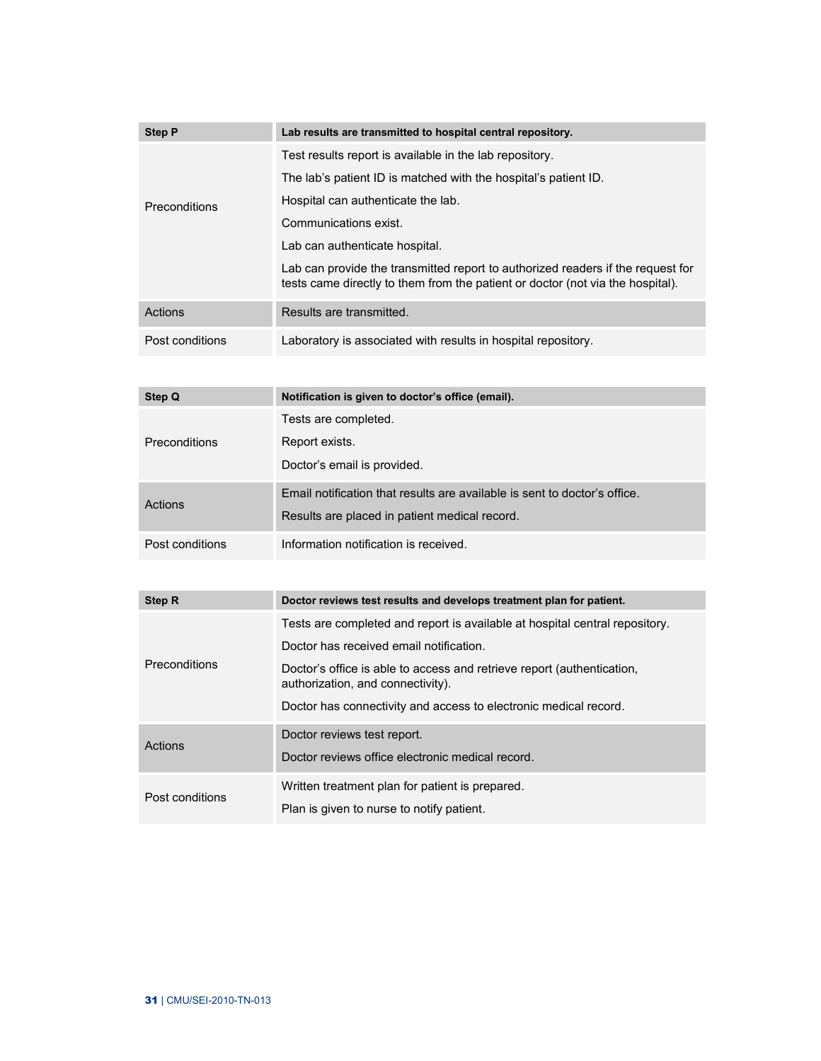| Step P | Lab results are transmitted to hospital central repository. |
|---|---|
| Preconditions | Test results report is available in the lab repository.<br>The lab's patient ID is matched with the hospital's patient ID.<br>Hospital can authenticate the lab.<br>Communications exist.<br>Lab can authenticate hospital.<br>Lab can provide the transmitted report to authorized readers if the request for tests came directly to them from the patient or doctor (not via the hospital). |
| Actions | Results are transmitted. |
| Post conditions | Laboratory is associated with results in hospital repository. |

| Step Q | Notification is given to doctor's office (email). |
|---|---|
| Preconditions | Tests are completed.<br>Report exists.<br>Doctor's email is provided. |
| Actions | Email notification that results are available is sent to doctor's office.<br>Results are placed in patient medical record. |
| Post conditions | Information notification is received. |

| Step R | Doctor reviews test results and develops treatment plan for patient. |
|---|---|
| Preconditions | Tests are completed and report is available at hospital central repository.<br>Doctor has received email notification.<br>Doctor's office is able to access and retrieve report (authentication, authorization, and connectivity).<br>Doctor has connectivity and access to electronic medical record. |
| Actions | Doctor reviews test report.<br>Doctor reviews office electronic medical record. |
| Post conditions | Written treatment plan for patient is prepared.<br>Plan is given to nurse to notify patient. |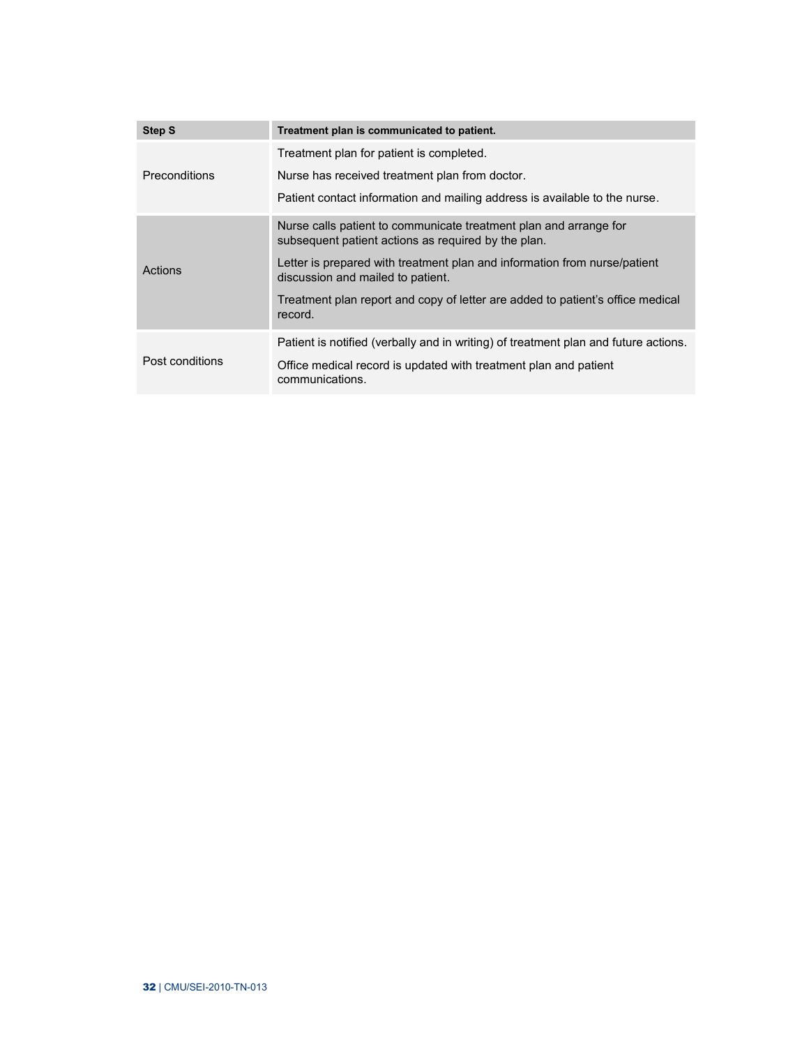| Step S | Treatment plan is communicated to patient. |
| --- | --- |
| Preconditions | Treatment plan for patient is completed.<br><br>Nurse has received treatment plan from doctor.<br><br>Patient contact information and mailing address is available to the nurse. |
| Actions | Nurse calls patient to communicate treatment plan and arrange for subsequent patient actions as required by the plan.<br><br>Letter is prepared with treatment plan and information from nurse/patient discussion and mailed to patient.<br><br>Treatment plan report and copy of letter are added to patient's office medical record. |
| Post conditions | Patient is notified (verbally and in writing) of treatment plan and future actions.<br><br>Office medical record is updated with treatment plan and patient communications. |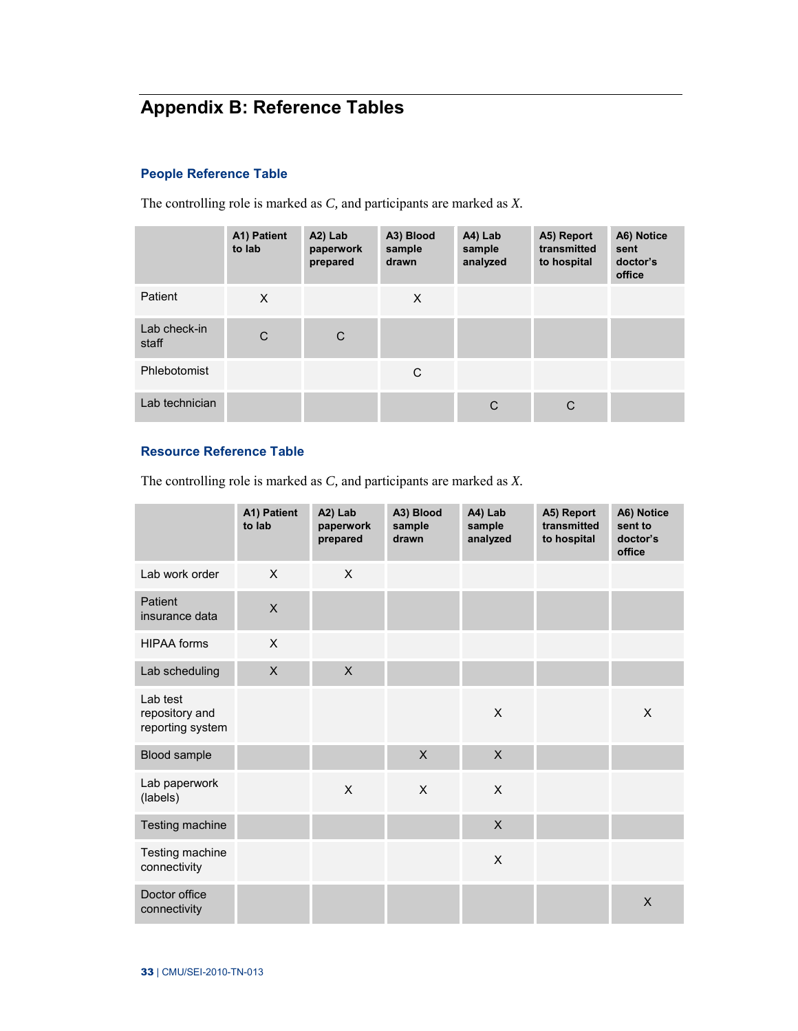# Appendix B: Reference Tables

### People Reference Table

The controlling role is marked as *C*, and participants are marked as *X*.

| | A1) Patient to lab | A2) Lab paperwork prepared | A3) Blood sample drawn | A4) Lab sample analyzed | A5) Report transmitted to hospital | A6) Notice sent doctor's office |
|---|---|---|---|---|---|---|
| Patient | X | | X | | | |
| Lab check-in staff | C | C | | | | |
| Phlebotomist | | | C | | | |
| Lab technician | | | | C | C | |

### Resource Reference Table

The controlling role is marked as *C*, and participants are marked as *X*.

| | A1) Patient to lab | A2) Lab paperwork prepared | A3) Blood sample drawn | A4) Lab sample analyzed | A5) Report transmitted to hospital | A6) Notice sent to doctor's office |
|---|---|---|---|---|---|---|
| Lab work order | X | X | | | | |
| Patient insurance data | X | | | | | |
| HIPAA forms | X | | | | | |
| Lab scheduling | X | X | | | | |
| Lab test repository and reporting system | | | | X | | X |
| Blood sample | | | X | X | | |
| Lab paperwork (labels) | | X | X | X | | |
| Testing machine | | | | X | | |
| Testing machine connectivity | | | | X | | |
| Doctor office connectivity | | | | | | X |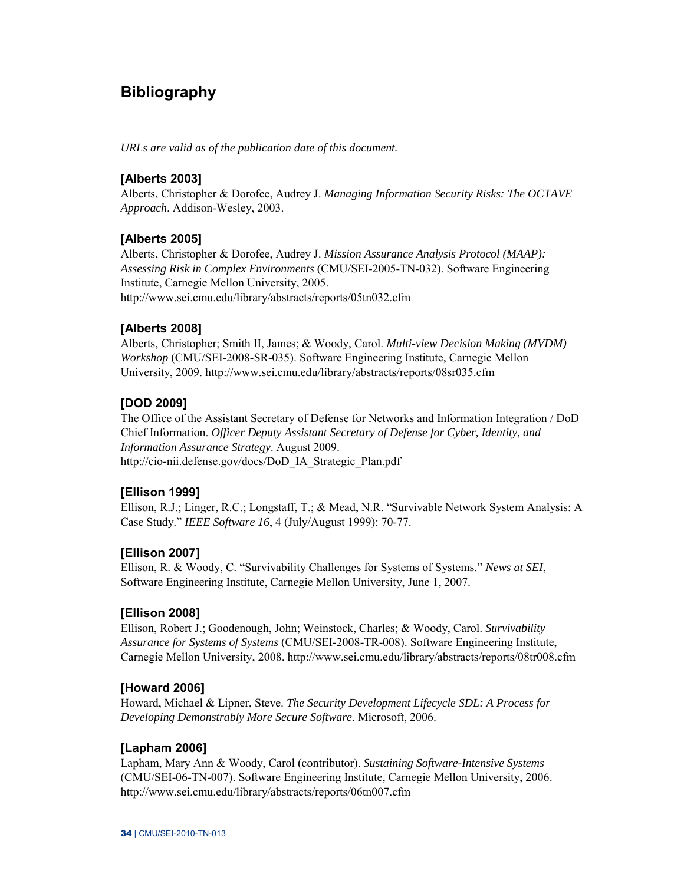# Bibliography

*URLs are valid as of the publication date of this document.*

### [Alberts 2003]

Alberts, Christopher & Dorofee, Audrey J. *Managing Information Security Risks: The OCTAVE Approach*. Addison-Wesley, 2003.

### [Alberts 2005]

Alberts, Christopher & Dorofee, Audrey J. *Mission Assurance Analysis Protocol (MAAP): Assessing Risk in Complex Environments* (CMU/SEI-2005-TN-032). Software Engineering Institute, Carnegie Mellon University, 2005. http://www.sei.cmu.edu/library/abstracts/reports/05tn032.cfm

### [Alberts 2008]

Alberts, Christopher; Smith II, James; & Woody, Carol. *Multi-view Decision Making (MVDM) Workshop* (CMU/SEI-2008-SR-035). Software Engineering Institute, Carnegie Mellon University, 2009. http://www.sei.cmu.edu/library/abstracts/reports/08sr035.cfm

### [DOD 2009]

The Office of the Assistant Secretary of Defense for Networks and Information Integration / DoD Chief Information. *Officer Deputy Assistant Secretary of Defense for Cyber, Identity, and Information Assurance Strategy*. August 2009. http://cio-nii.defense.gov/docs/DoD_IA_Strategic_Plan.pdf

### [Ellison 1999]

Ellison, R.J.; Linger, R.C.; Longstaff, T.; & Mead, N.R. "Survivable Network System Analysis: A Case Study." *IEEE Software 16*, 4 (July/August 1999): 70-77.

### [Ellison 2007]

Ellison, R. & Woody, C. "Survivability Challenges for Systems of Systems." *News at SEI*, Software Engineering Institute, Carnegie Mellon University, June 1, 2007.

### [Ellison 2008]

Ellison, Robert J.; Goodenough, John; Weinstock, Charles; & Woody, Carol. *Survivability Assurance for Systems of Systems* (CMU/SEI-2008-TR-008). Software Engineering Institute, Carnegie Mellon University, 2008. http://www.sei.cmu.edu/library/abstracts/reports/08tr008.cfm

### [Howard 2006]

Howard, Michael & Lipner, Steve. *The Security Development Lifecycle SDL: A Process for Developing Demonstrably More Secure Software*. Microsoft, 2006.

### [Lapham 2006]

Lapham, Mary Ann & Woody, Carol (contributor). *Sustaining Software-Intensive Systems* (CMU/SEI-06-TN-007). Software Engineering Institute, Carnegie Mellon University, 2006. http://www.sei.cmu.edu/library/abstracts/reports/06tn007.cfm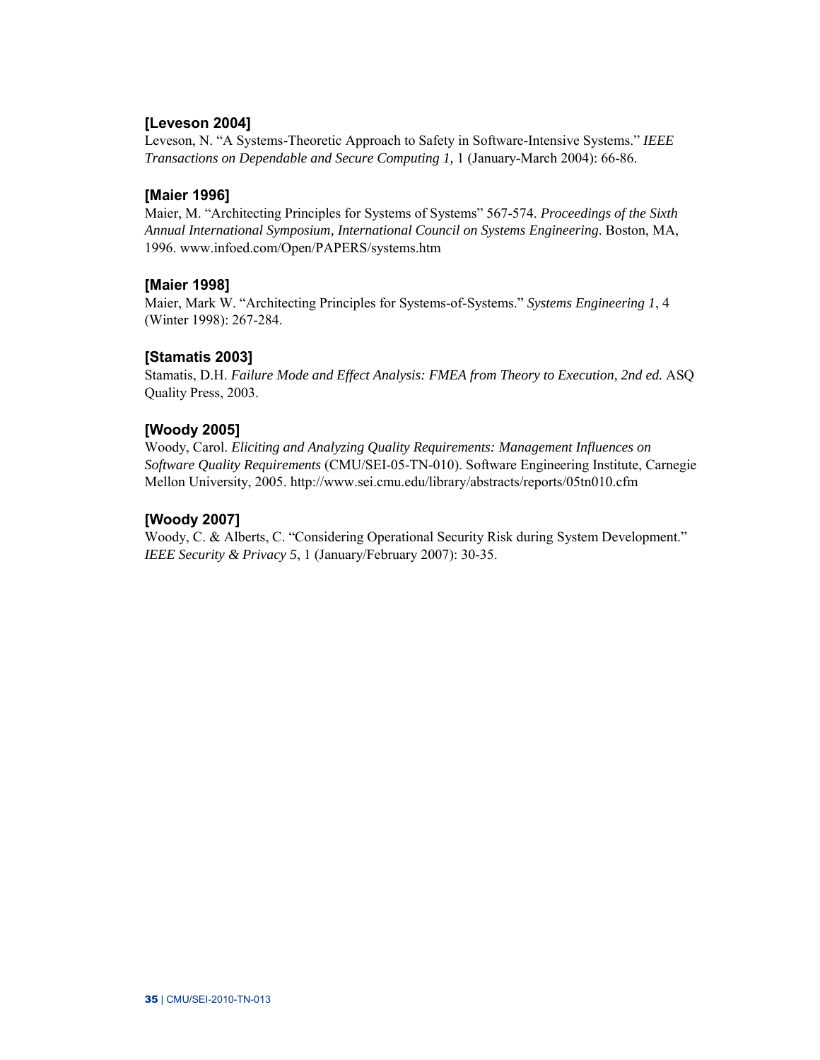**[Leveson 2004]**
Leveson, N. "A Systems-Theoretic Approach to Safety in Software-Intensive Systems." *IEEE Transactions on Dependable and Secure Computing 1,* 1 (January-March 2004): 66-86.

**[Maier 1996]**
Maier, M. "Architecting Principles for Systems of Systems" 567-574. *Proceedings of the Sixth Annual International Symposium, International Council on Systems Engineering*. Boston, MA, 1996. www.infoed.com/Open/PAPERS/systems.htm

**[Maier 1998]**
Maier, Mark W. "Architecting Principles for Systems-of-Systems." *Systems Engineering 1*, 4 (Winter 1998): 267-284.

**[Stamatis 2003]**
Stamatis, D.H. *Failure Mode and Effect Analysis: FMEA from Theory to Execution, 2nd ed.* ASQ Quality Press, 2003.

**[Woody 2005]**
Woody, Carol. *Eliciting and Analyzing Quality Requirements: Management Influences on Software Quality Requirements* (CMU/SEI-05-TN-010). Software Engineering Institute, Carnegie Mellon University, 2005. http://www.sei.cmu.edu/library/abstracts/reports/05tn010.cfm

**[Woody 2007]**
Woody, C. & Alberts, C. "Considering Operational Security Risk during System Development." *IEEE Security & Privacy 5*, 1 (January/February 2007): 30-35.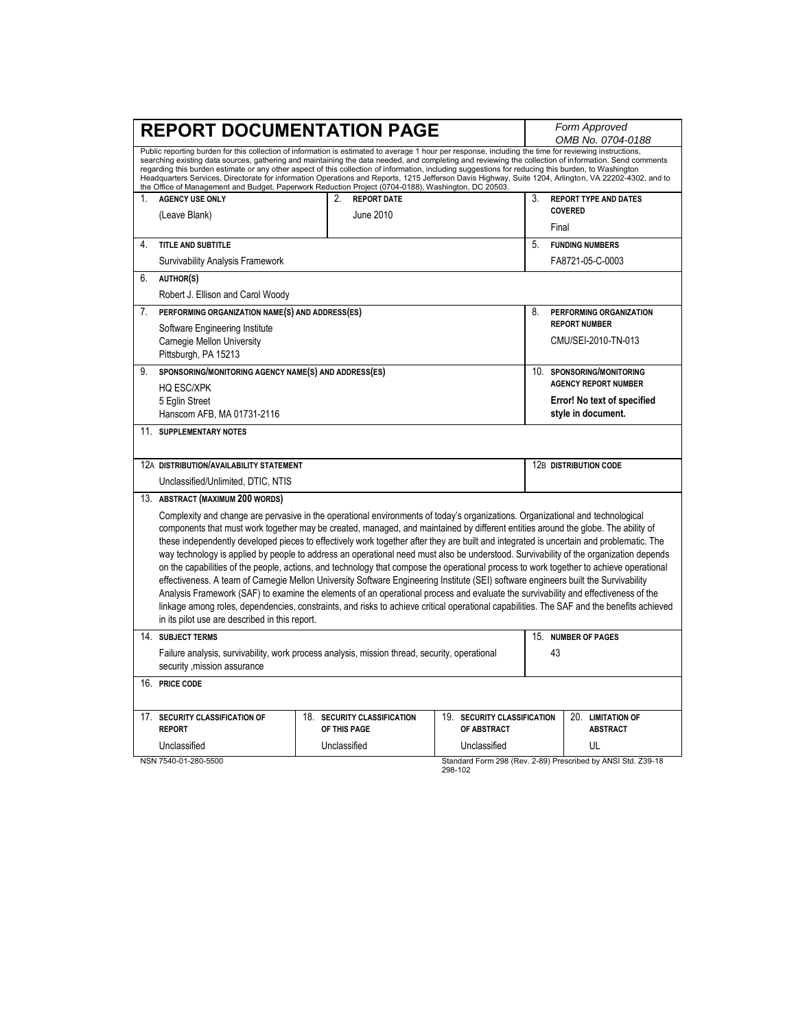# REPORT DOCUMENTATION PAGE

*Form Approved*
*OMB No. 0704-0188*

Public reporting burden for this collection of information is estimated to average 1 hour per response, including the time for reviewing instructions, searching existing data sources, gathering and maintaining the data needed, and completing and reviewing the collection of information. Send comments regarding this burden estimate or any other aspect of this collection of information, including suggestions for reducing this burden, to Washington Headquarters Services, Directorate for information Operations and Reports, 1215 Jefferson Davis Highway, Suite 1204, Arlington, VA 22202-4302, and to the Office of Management and Budget, Paperwork Reduction Project (0704-0188), Washington, DC 20503.

| | | |
|---|---|---|
| 1. **AGENCY USE ONLY**<br>(Leave Blank) | 2. **REPORT DATE**<br>June 2010 | 3. **REPORT TYPE AND DATES COVERED**<br>Final |
| 4. **TITLE AND SUBTITLE**<br>Survivability Analysis Framework | | 5. **FUNDING NUMBERS**<br>FA8721-05-C-0003 |
| 6. **AUTHOR(S)**<br>Robert J. Ellison and Carol Woody | | |
| 7. **PERFORMING ORGANIZATION NAME(S) AND ADDRESS(ES)**<br>Software Engineering Institute<br>Carnegie Mellon University<br>Pittsburgh, PA 15213 | | 8. **PERFORMING ORGANIZATION REPORT NUMBER**<br>CMU/SEI-2010-TN-013 |
| 9. **SPONSORING/MONITORING AGENCY NAME(S) AND ADDRESS(ES)**<br>HQ ESC/XPK<br>5 Eglin Street<br>Hanscom AFB, MA 01731-2116 | | 10. **SPONSORING/MONITORING AGENCY REPORT NUMBER**<br>**Error! No text of specified style in document.** |
| 11. **SUPPLEMENTARY NOTES** | | |
| 12A **DISTRIBUTION/AVAILABILITY STATEMENT**<br>Unclassified/Unlimited, DTIC, NTIS | | 12B **DISTRIBUTION CODE** |

13. **ABSTRACT (MAXIMUM 200 WORDS)**

Complexity and change are pervasive in the operational environments of today's organizations. Organizational and technological components that must work together may be created, managed, and maintained by different entities around the globe. The ability of these independently developed pieces to effectively work together after they are built and integrated is uncertain and problematic. The way technology is applied by people to address an operational need must also be understood. Survivability of the organization depends on the capabilities of the people, actions, and technology that compose the operational process to work together to achieve operational effectiveness. A team of Carnegie Mellon University Software Engineering Institute (SEI) software engineers built the Survivability Analysis Framework (SAF) to examine the elements of an operational process and evaluate the survivability and effectiveness of the linkage among roles, dependencies, constraints, and risks to achieve critical operational capabilities. The SAF and the benefits achieved in its pilot use are described in this report.

| | |
|---|---|
| 14. **SUBJECT TERMS**<br>Failure analysis, survivability, work process analysis, mission thread, security, operational security ,mission assurance | 15. **NUMBER OF PAGES**<br>43 |
| 16. **PRICE CODE** | |

| 17. **SECURITY CLASSIFICATION OF REPORT** | 18. **SECURITY CLASSIFICATION OF THIS PAGE** | 19. **SECURITY CLASSIFICATION OF ABSTRACT** | 20. **LIMITATION OF ABSTRACT** |
|---|---|---|---|
| Unclassified | Unclassified | Unclassified | UL |

NSN 7540-01-280-5500

Standard Form 298 (Rev. 2-89) Prescribed by ANSI Std. Z39-18 298-102